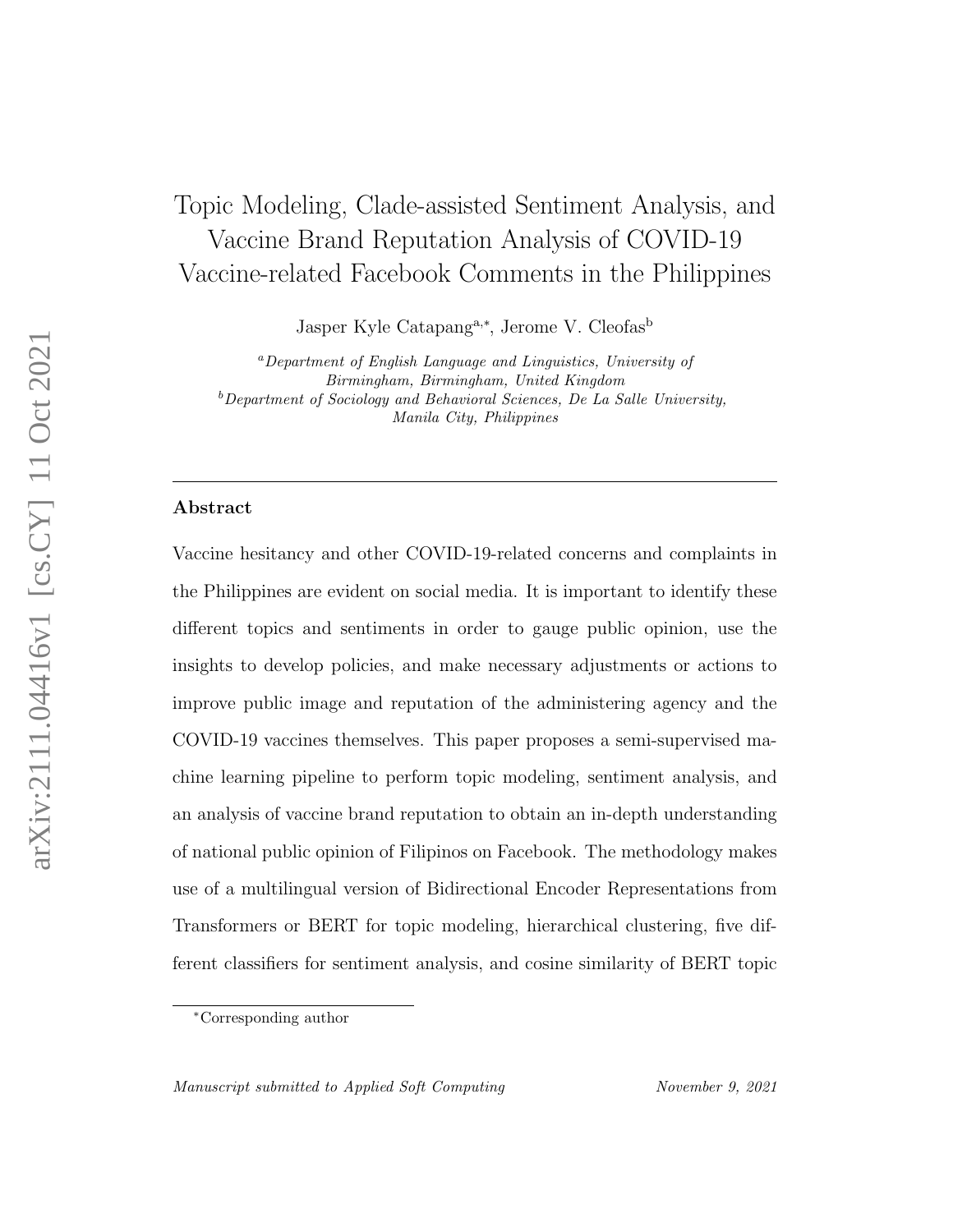# Topic Modeling, Clade-assisted Sentiment Analysis, and Vaccine Brand Reputation Analysis of COVID-19 Vaccine-related Facebook Comments in the Philippines

Jasper Kyle Catapang[a,*], Jerome V. Cleofas[b]

[a]*Department of English Language and Linguistics, University of Birmingham, Birmingham, United Kingdom*

[b]*Department of Sociology and Behavioral Sciences, De La Salle University, Manila City, Philippines*

---

## Abstract

Vaccine hesitancy and other COVID-19-related concerns and complaints in the Philippines are evident on social media. It is important to identify these different topics and sentiments in order to gauge public opinion, use the insights to develop policies, and make necessary adjustments or actions to improve public image and reputation of the administering agency and the COVID-19 vaccines themselves. This paper proposes a semi-supervised machine learning pipeline to perform topic modeling, sentiment analysis, and an analysis of vaccine brand reputation to obtain an in-depth understanding of national public opinion of Filipinos on Facebook. The methodology makes use of a multilingual version of Bidirectional Encoder Representations from Transformers or BERT for topic modeling, hierarchical clustering, five different classifiers for sentiment analysis, and cosine similarity of BERT topic

[*]Corresponding author

*Manuscript submitted to Applied Soft Computing* November 9, 2021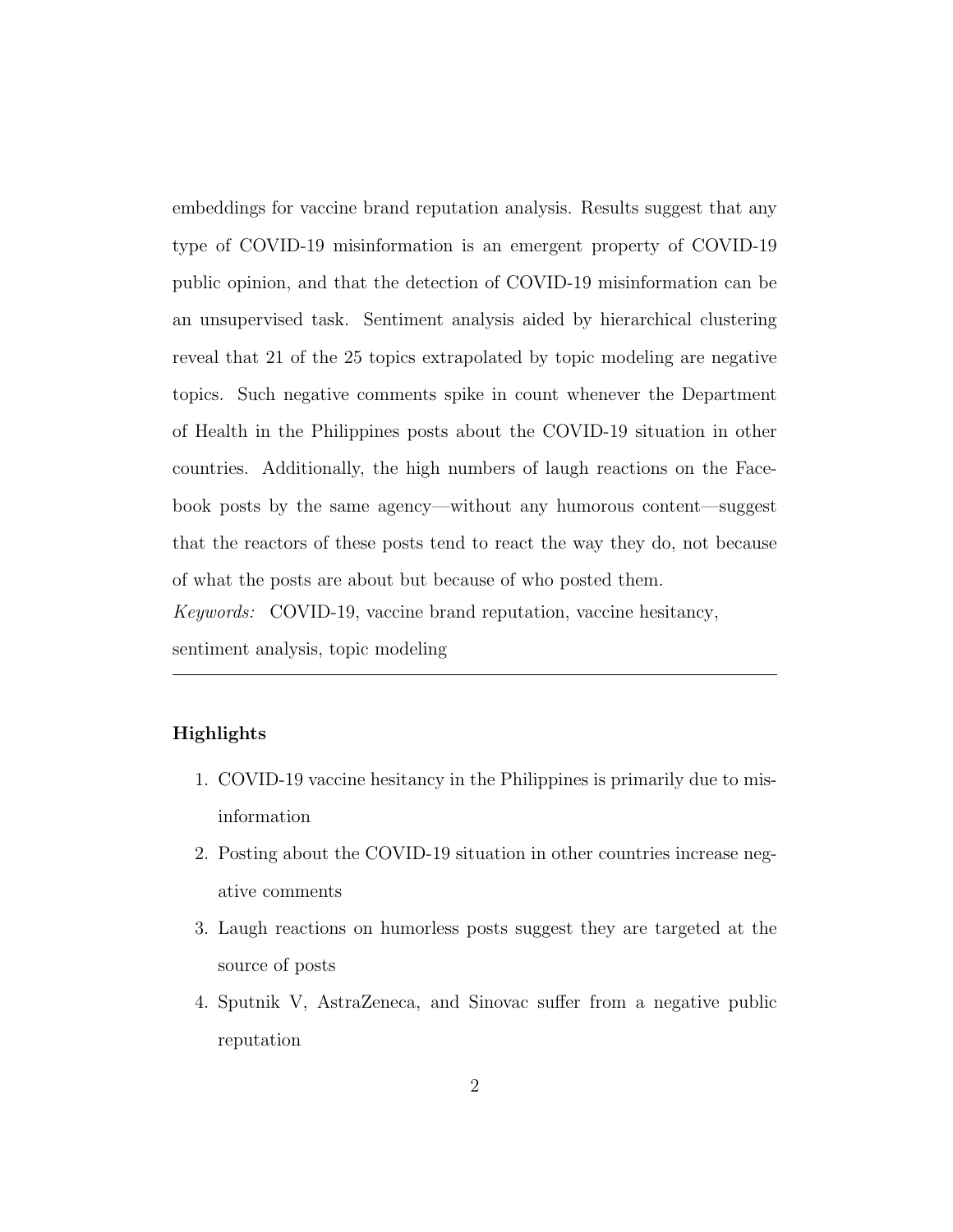embeddings for vaccine brand reputation analysis. Results suggest that any type of COVID-19 misinformation is an emergent property of COVID-19 public opinion, and that the detection of COVID-19 misinformation can be an unsupervised task. Sentiment analysis aided by hierarchical clustering reveal that 21 of the 25 topics extrapolated by topic modeling are negative topics. Such negative comments spike in count whenever the Department of Health in the Philippines posts about the COVID-19 situation in other countries. Additionally, the high numbers of laugh reactions on the Facebook posts by the same agency—without any humorous content—suggest that the reactors of these posts tend to react the way they do, not because of what the posts are about but because of who posted them.

*Keywords:* COVID-19, vaccine brand reputation, vaccine hesitancy, sentiment analysis, topic modeling

---

**Highlights**

1. COVID-19 vaccine hesitancy in the Philippines is primarily due to misinformation
2. Posting about the COVID-19 situation in other countries increase negative comments
3. Laugh reactions on humorless posts suggest they are targeted at the source of posts
4. Sputnik V, AstraZeneca, and Sinovac suffer from a negative public reputation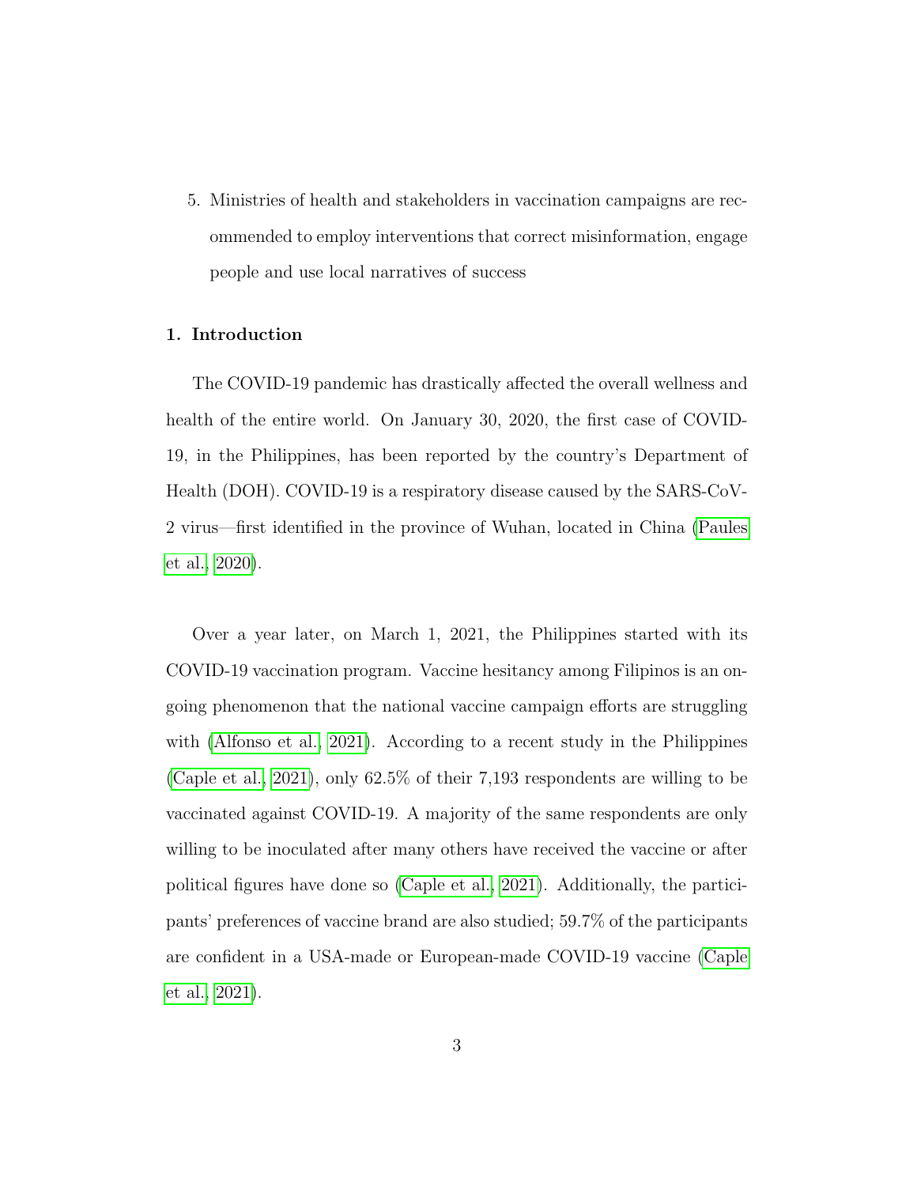5. Ministries of health and stakeholders in vaccination campaigns are recommended to employ interventions that correct misinformation, engage people and use local narratives of success

## 1. Introduction

The COVID-19 pandemic has drastically affected the overall wellness and health of the entire world. On January 30, 2020, the first case of COVID-19, in the Philippines, has been reported by the country's Department of Health (DOH). COVID-19 is a respiratory disease caused by the SARS-CoV-2 virus—first identified in the province of Wuhan, located in China (Paules et al., 2020).

Over a year later, on March 1, 2021, the Philippines started with its COVID-19 vaccination program. Vaccine hesitancy among Filipinos is an ongoing phenomenon that the national vaccine campaign efforts are struggling with (Alfonso et al., 2021). According to a recent study in the Philippines (Caple et al., 2021), only 62.5% of their 7,193 respondents are willing to be vaccinated against COVID-19. A majority of the same respondents are only willing to be inoculated after many others have received the vaccine or after political figures have done so (Caple et al., 2021). Additionally, the participants' preferences of vaccine brand are also studied; 59.7% of the participants are confident in a USA-made or European-made COVID-19 vaccine (Caple et al., 2021).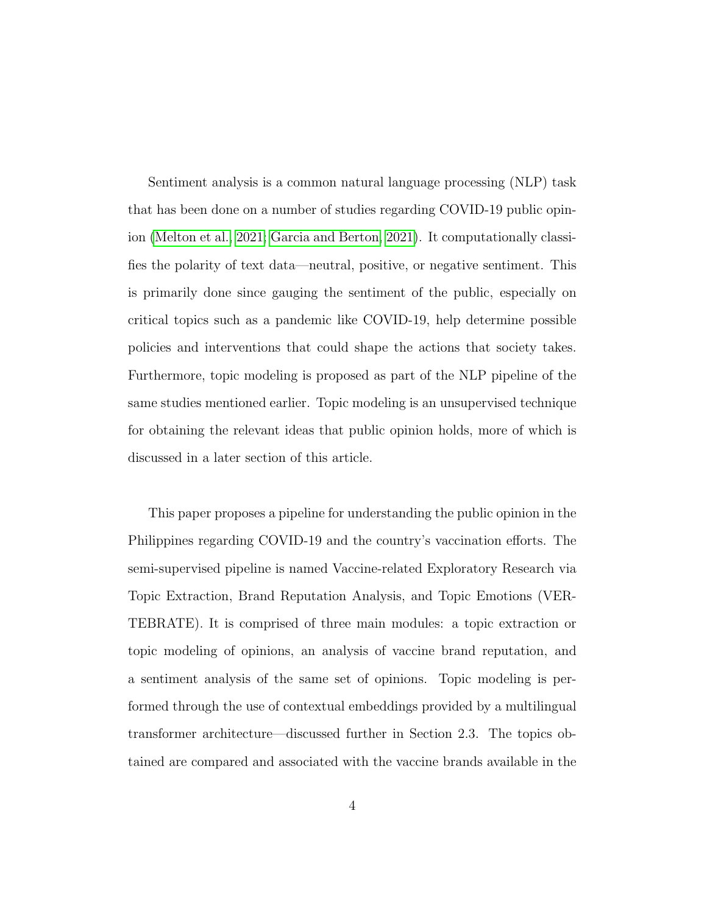Sentiment analysis is a common natural language processing (NLP) task that has been done on a number of studies regarding COVID-19 public opinion (Melton et al., 2021; Garcia and Berton, 2021). It computationally classifies the polarity of text data—neutral, positive, or negative sentiment. This is primarily done since gauging the sentiment of the public, especially on critical topics such as a pandemic like COVID-19, help determine possible policies and interventions that could shape the actions that society takes. Furthermore, topic modeling is proposed as part of the NLP pipeline of the same studies mentioned earlier. Topic modeling is an unsupervised technique for obtaining the relevant ideas that public opinion holds, more of which is discussed in a later section of this article.

This paper proposes a pipeline for understanding the public opinion in the Philippines regarding COVID-19 and the country's vaccination efforts. The semi-supervised pipeline is named Vaccine-related Exploratory Research via Topic Extraction, Brand Reputation Analysis, and Topic Emotions (VERTEBRATE). It is comprised of three main modules: a topic extraction or topic modeling of opinions, an analysis of vaccine brand reputation, and a sentiment analysis of the same set of opinions. Topic modeling is performed through the use of contextual embeddings provided by a multilingual transformer architecture—discussed further in Section 2.3. The topics obtained are compared and associated with the vaccine brands available in the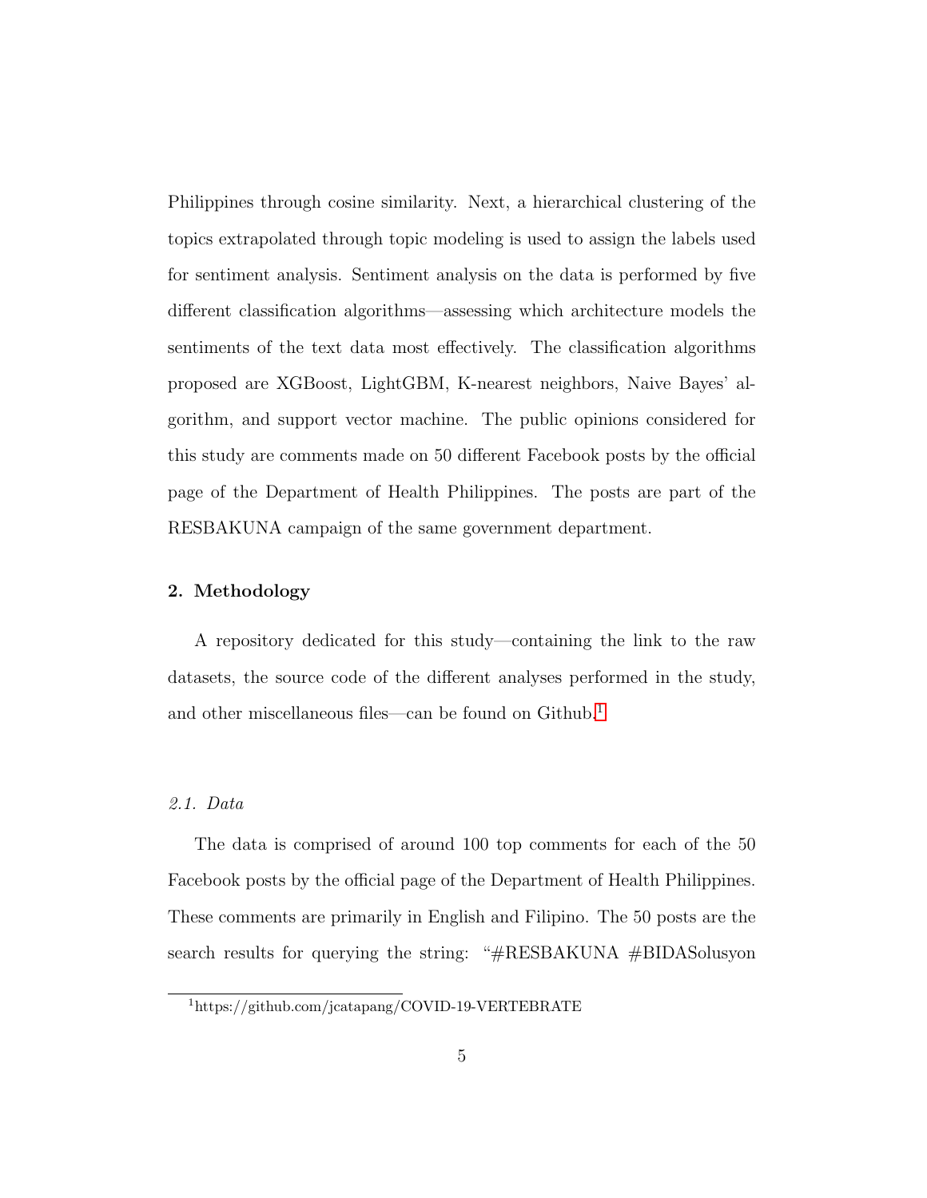Philippines through cosine similarity. Next, a hierarchical clustering of the topics extrapolated through topic modeling is used to assign the labels used for sentiment analysis. Sentiment analysis on the data is performed by five different classification algorithms—assessing which architecture models the sentiments of the text data most effectively. The classification algorithms proposed are XGBoost, LightGBM, K-nearest neighbors, Naive Bayes' algorithm, and support vector machine. The public opinions considered for this study are comments made on 50 different Facebook posts by the official page of the Department of Health Philippines. The posts are part of the RESBAKUNA campaign of the same government department.

## 2. Methodology

A repository dedicated for this study—containing the link to the raw datasets, the source code of the different analyses performed in the study, and other miscellaneous files—can be found on Github.[1]

### *2.1. Data*

The data is comprised of around 100 top comments for each of the 50 Facebook posts by the official page of the Department of Health Philippines. These comments are primarily in English and Filipino. The 50 posts are the search results for querying the string: "#RESBAKUNA #BIDASolusyon

[1]https://github.com/jcatapang/COVID-19-VERTEBRATE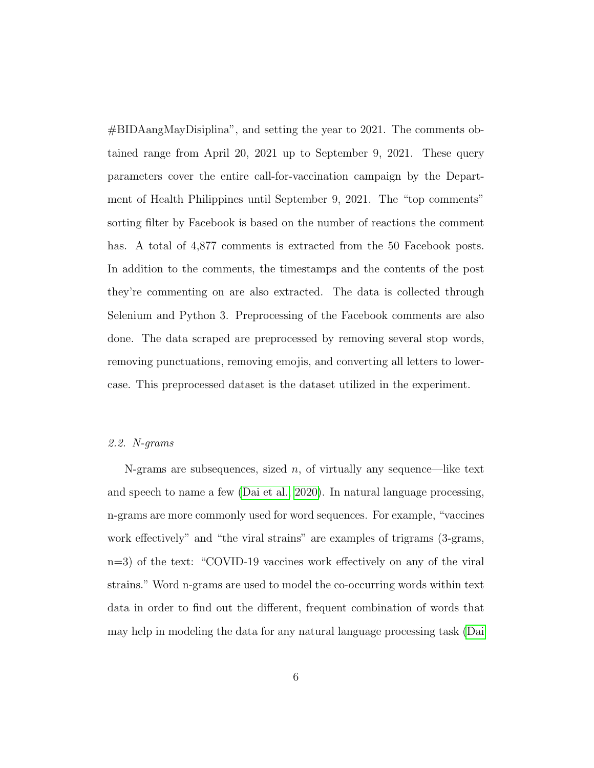#BIDAangMayDisiplina", and setting the year to 2021. The comments obtained range from April 20, 2021 up to September 9, 2021. These query parameters cover the entire call-for-vaccination campaign by the Department of Health Philippines until September 9, 2021. The "top comments" sorting filter by Facebook is based on the number of reactions the comment has. A total of 4,877 comments is extracted from the 50 Facebook posts. In addition to the comments, the timestamps and the contents of the post they're commenting on are also extracted. The data is collected through Selenium and Python 3. Preprocessing of the Facebook comments are also done. The data scraped are preprocessed by removing several stop words, removing punctuations, removing emojis, and converting all letters to lowercase. This preprocessed dataset is the dataset utilized in the experiment.

### *2.2. N-grams*

N-grams are subsequences, sized $n$, of virtually any sequence—like text and speech to name a few (Dai et al., 2020). In natural language processing, n-grams are more commonly used for word sequences. For example, "vaccines work effectively" and "the viral strains" are examples of trigrams (3-grams, n=3) of the text: "COVID-19 vaccines work effectively on any of the viral strains." Word n-grams are used to model the co-occurring words within text data in order to find out the different, frequent combination of words that may help in modeling the data for any natural language processing task (Dai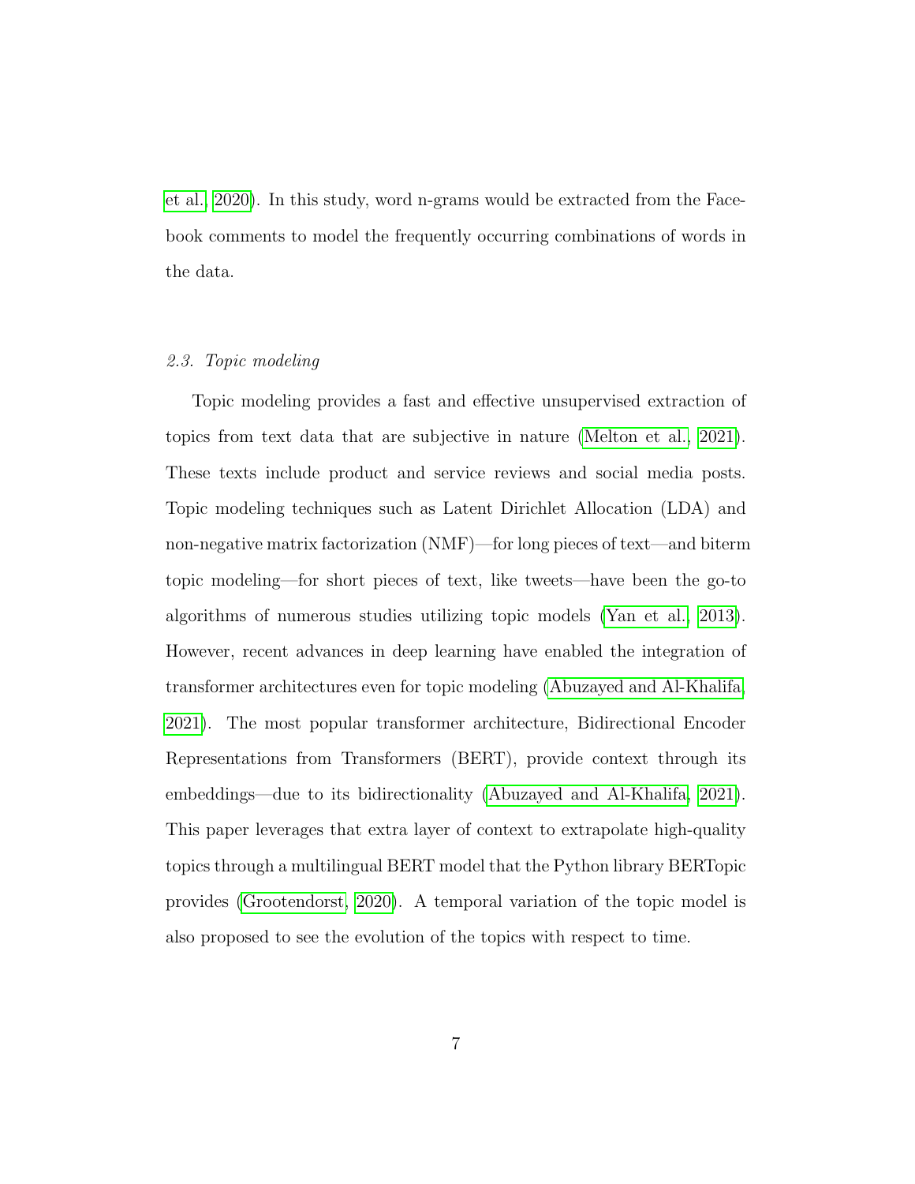et al., 2020). In this study, word n-grams would be extracted from the Facebook comments to model the frequently occurring combinations of words in the data.

### *2.3. Topic modeling*

Topic modeling provides a fast and effective unsupervised extraction of topics from text data that are subjective in nature (Melton et al., 2021). These texts include product and service reviews and social media posts. Topic modeling techniques such as Latent Dirichlet Allocation (LDA) and non-negative matrix factorization (NMF)—for long pieces of text—and biterm topic modeling—for short pieces of text, like tweets—have been the go-to algorithms of numerous studies utilizing topic models (Yan et al., 2013). However, recent advances in deep learning have enabled the integration of transformer architectures even for topic modeling (Abuzayed and Al-Khalifa, 2021). The most popular transformer architecture, Bidirectional Encoder Representations from Transformers (BERT), provide context through its embeddings—due to its bidirectionality (Abuzayed and Al-Khalifa, 2021). This paper leverages that extra layer of context to extrapolate high-quality topics through a multilingual BERT model that the Python library BERTopic provides (Grootendorst, 2020). A temporal variation of the topic model is also proposed to see the evolution of the topics with respect to time.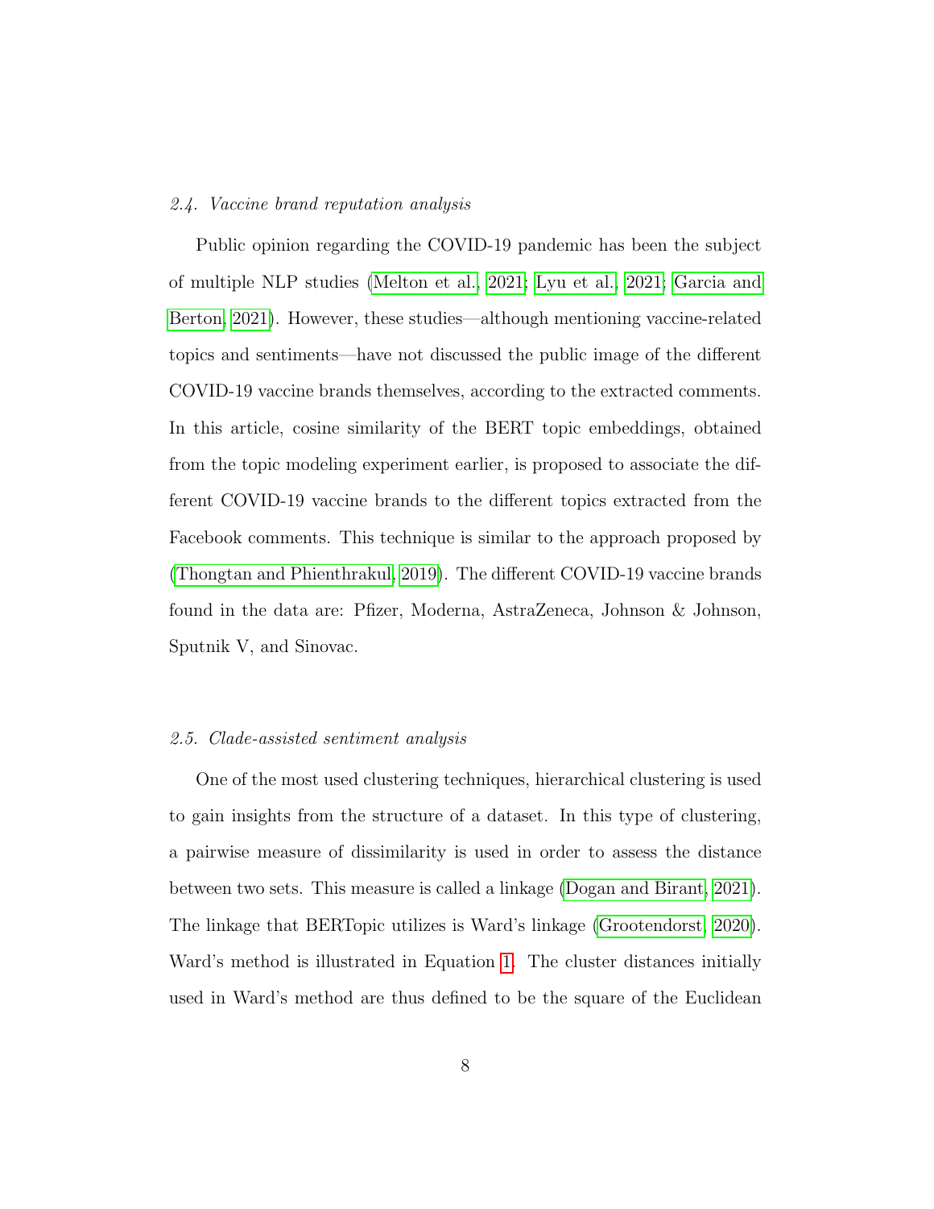### 2.4. Vaccine brand reputation analysis

Public opinion regarding the COVID-19 pandemic has been the subject of multiple NLP studies (Melton et al., 2021; Lyu et al., 2021; Garcia and Berton, 2021). However, these studies—although mentioning vaccine-related topics and sentiments—have not discussed the public image of the different COVID-19 vaccine brands themselves, according to the extracted comments. In this article, cosine similarity of the BERT topic embeddings, obtained from the topic modeling experiment earlier, is proposed to associate the different COVID-19 vaccine brands to the different topics extracted from the Facebook comments. This technique is similar to the approach proposed by (Thongtan and Phienthrakul, 2019). The different COVID-19 vaccine brands found in the data are: Pfizer, Moderna, AstraZeneca, Johnson & Johnson, Sputnik V, and Sinovac.

### 2.5. Clade-assisted sentiment analysis

One of the most used clustering techniques, hierarchical clustering is used to gain insights from the structure of a dataset. In this type of clustering, a pairwise measure of dissimilarity is used in order to assess the distance between two sets. This measure is called a linkage (Dogan and Birant, 2021). The linkage that BERTopic utilizes is Ward's linkage (Grootendorst, 2020). Ward's method is illustrated in Equation 1. The cluster distances initially used in Ward's method are thus defined to be the square of the Euclidean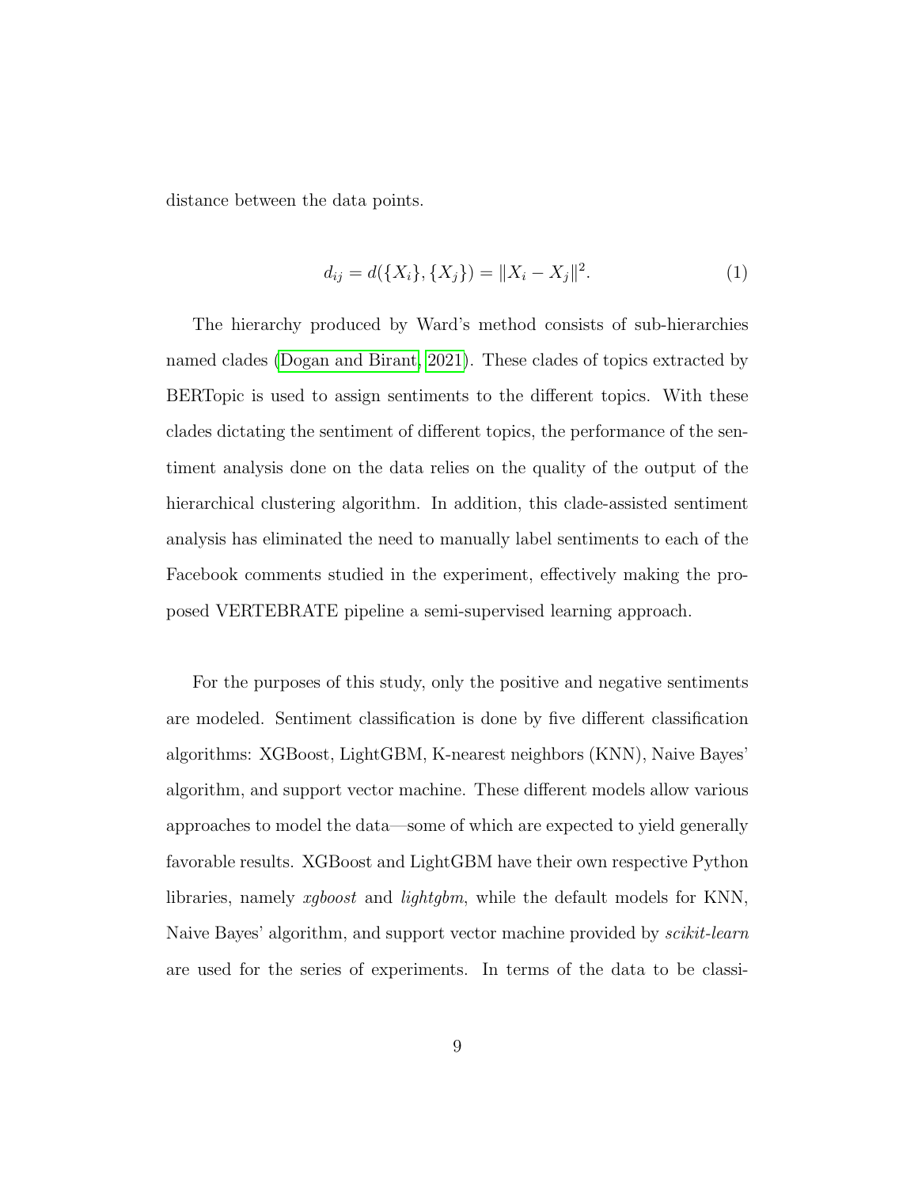distance between the data points.

$$d_{ij} = d(\{X_i\}, \{X_j\}) = \|X_i - X_j\|^2. \tag{1}$$

The hierarchy produced by Ward's method consists of sub-hierarchies named clades (Dogan and Birant, 2021). These clades of topics extracted by BERTopic is used to assign sentiments to the different topics. With these clades dictating the sentiment of different topics, the performance of the sentiment analysis done on the data relies on the quality of the output of the hierarchical clustering algorithm. In addition, this clade-assisted sentiment analysis has eliminated the need to manually label sentiments to each of the Facebook comments studied in the experiment, effectively making the proposed VERTEBRATE pipeline a semi-supervised learning approach.

For the purposes of this study, only the positive and negative sentiments are modeled. Sentiment classification is done by five different classification algorithms: XGBoost, LightGBM, K-nearest neighbors (KNN), Naive Bayes' algorithm, and support vector machine. These different models allow various approaches to model the data—some of which are expected to yield generally favorable results. XGBoost and LightGBM have their own respective Python libraries, namely *xgboost* and *lightgbm*, while the default models for KNN, Naive Bayes' algorithm, and support vector machine provided by *scikit-learn* are used for the series of experiments. In terms of the data to be classi-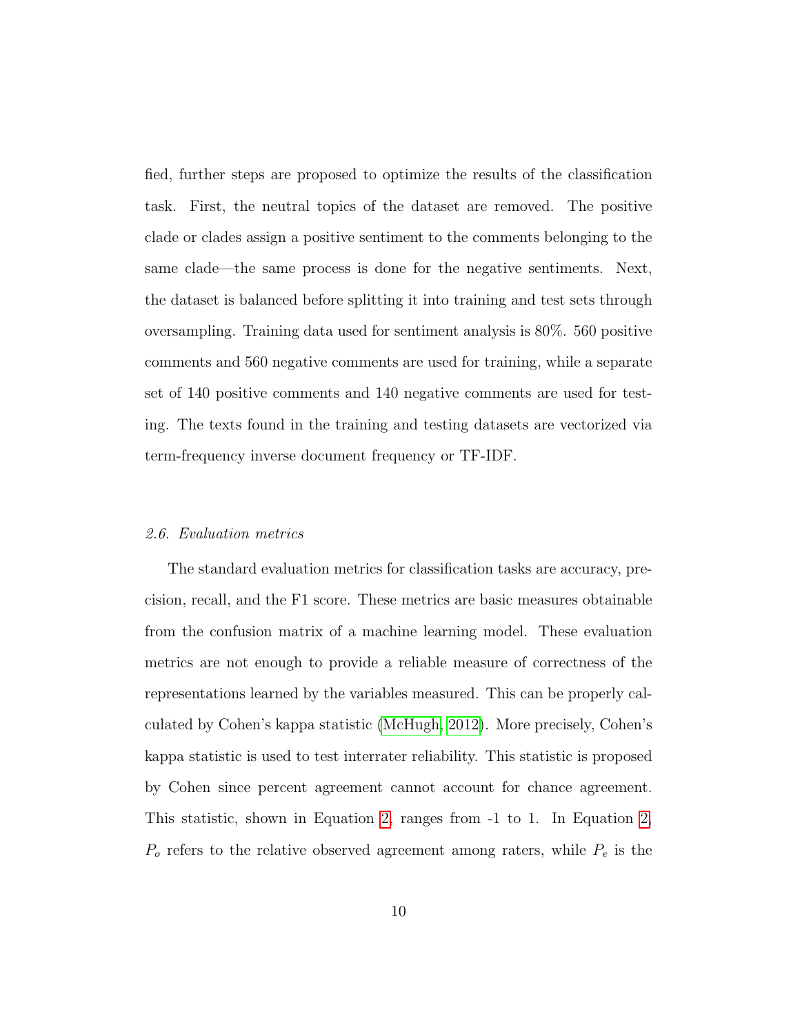fied, further steps are proposed to optimize the results of the classification task. First, the neutral topics of the dataset are removed. The positive clade or clades assign a positive sentiment to the comments belonging to the same clade—the same process is done for the negative sentiments. Next, the dataset is balanced before splitting it into training and test sets through oversampling. Training data used for sentiment analysis is 80%. 560 positive comments and 560 negative comments are used for training, while a separate set of 140 positive comments and 140 negative comments are used for testing. The texts found in the training and testing datasets are vectorized via term-frequency inverse document frequency or TF-IDF.

### *2.6. Evaluation metrics*

The standard evaluation metrics for classification tasks are accuracy, precision, recall, and the F1 score. These metrics are basic measures obtainable from the confusion matrix of a machine learning model. These evaluation metrics are not enough to provide a reliable measure of correctness of the representations learned by the variables measured. This can be properly calculated by Cohen's kappa statistic (McHugh, 2012). More precisely, Cohen's kappa statistic is used to test interrater reliability. This statistic is proposed by Cohen since percent agreement cannot account for chance agreement. This statistic, shown in Equation 2, ranges from -1 to 1. In Equation 2, $P_o$ refers to the relative observed agreement among raters, while $P_e$ is the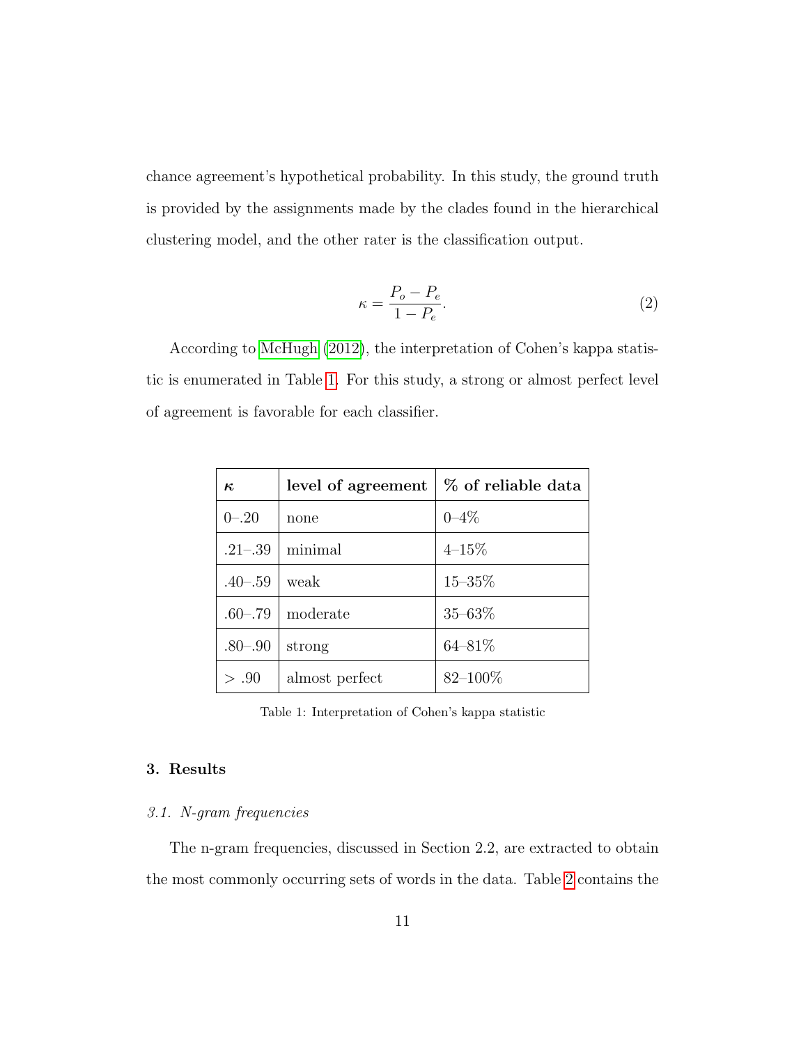chance agreement's hypothetical probability. In this study, the ground truth is provided by the assignments made by the clades found in the hierarchical clustering model, and the other rater is the classification output.

$$\kappa = \frac{P_o - P_e}{1 - P_e}. \tag{2}$$

According to McHugh (2012), the interpretation of Cohen's kappa statistic is enumerated in Table 1. For this study, a strong or almost perfect level of agreement is favorable for each classifier.

| $\kappa$ | **level of agreement** | **% of reliable data** |
|---|---|---|
| 0–.20 | none | 0–4% |
| .21–.39 | minimal | 4–15% |
| .40–.59 | weak | 15–35% |
| .60–.79 | moderate | 35–63% |
| .80–.90 | strong | 64–81% |
| $> .90$ | almost perfect | 82–100% |

Table 1: Interpretation of Cohen's kappa statistic

## 3. Results

### *3.1. N-gram frequencies*

The n-gram frequencies, discussed in Section 2.2, are extracted to obtain the most commonly occurring sets of words in the data. Table 2 contains the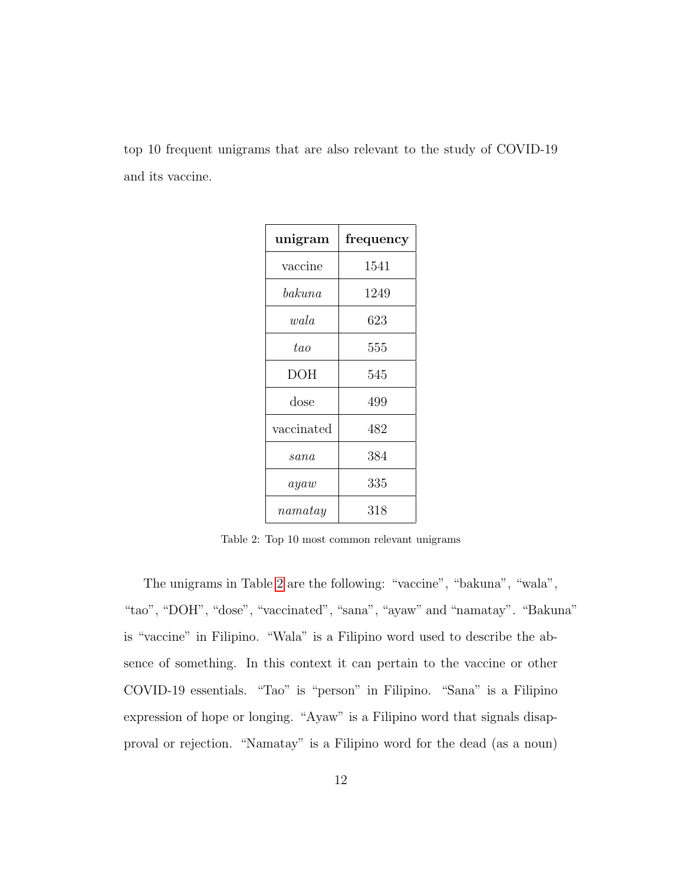top 10 frequent unigrams that are also relevant to the study of COVID-19 and its vaccine.

| **unigram** | **frequency** |
| --- | --- |
| vaccine | 1541 |
| *bakuna* | 1249 |
| *wala* | 623 |
| *tao* | 555 |
| DOH | 545 |
| dose | 499 |
| vaccinated | 482 |
| *sana* | 384 |
| *ayaw* | 335 |
| *namatay* | 318 |

Table 2: Top 10 most common relevant unigrams

The unigrams in Table 2 are the following: "vaccine", "bakuna", "wala", "tao", "DOH", "dose", "vaccinated", "sana", "ayaw" and "namatay". "Bakuna" is "vaccine" in Filipino. "Wala" is a Filipino word used to describe the absence of something. In this context it can pertain to the vaccine or other COVID-19 essentials. "Tao" is "person" in Filipino. "Sana" is a Filipino expression of hope or longing. "Ayaw" is a Filipino word that signals disapproval or rejection. "Namatay" is a Filipino word for the dead (as a noun)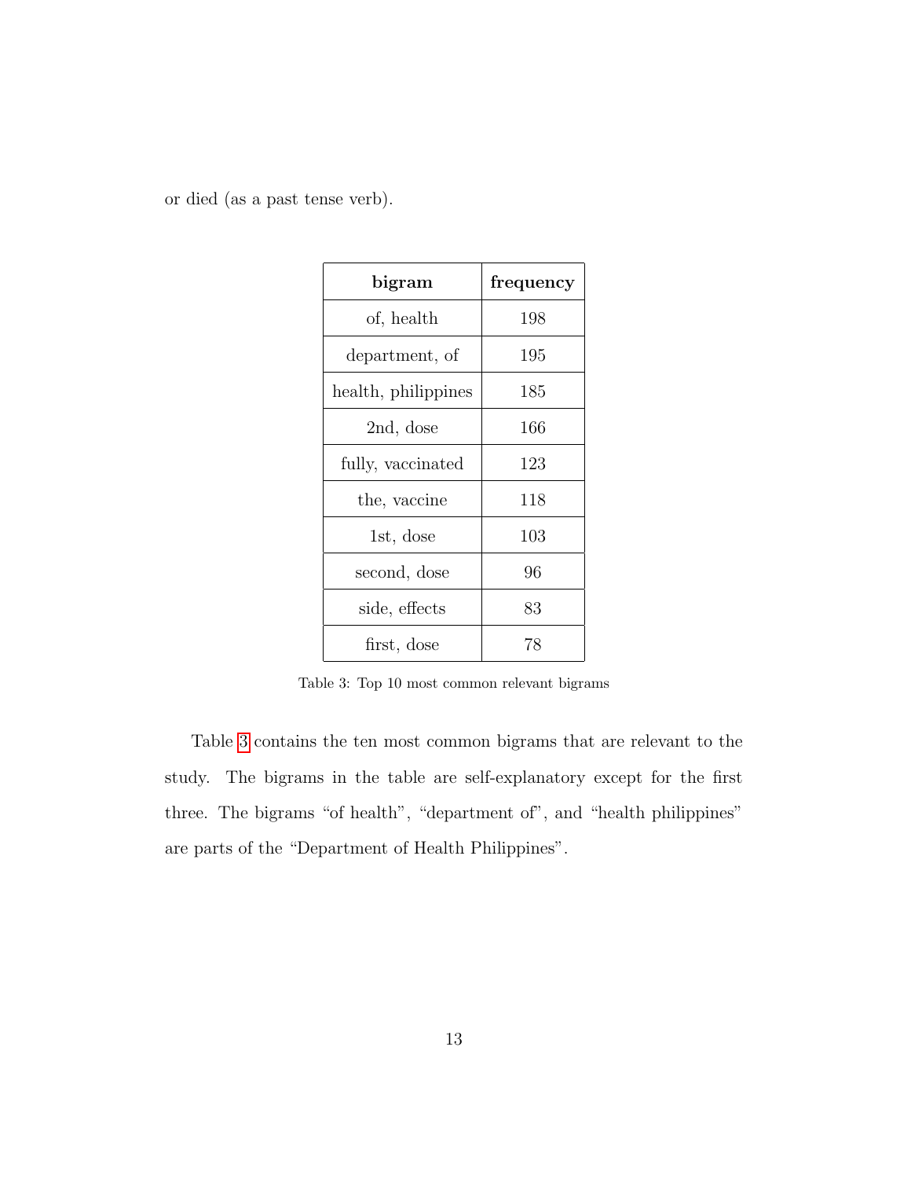or died (as a past tense verb).

| bigram | frequency |
| --- | --- |
| of, health | 198 |
| department, of | 195 |
| health, philippines | 185 |
| 2nd, dose | 166 |
| fully, vaccinated | 123 |
| the, vaccine | 118 |
| 1st, dose | 103 |
| second, dose | 96 |
| side, effects | 83 |
| first, dose | 78 |

Table 3: Top 10 most common relevant bigrams

Table 3 contains the ten most common bigrams that are relevant to the study. The bigrams in the table are self-explanatory except for the first three. The bigrams "of health", "department of", and "health philippines" are parts of the "Department of Health Philippines".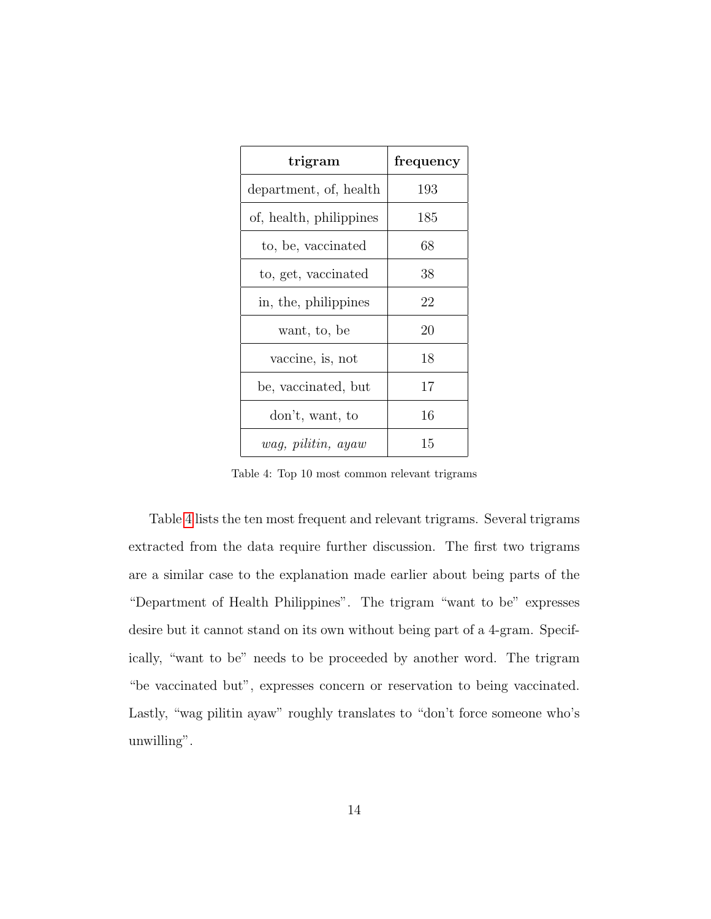| trigram | frequency |
| --- | --- |
| department, of, health | 193 |
| of, health, philippines | 185 |
| to, be, vaccinated | 68 |
| to, get, vaccinated | 38 |
| in, the, philippines | 22 |
| want, to, be | 20 |
| vaccine, is, not | 18 |
| be, vaccinated, but | 17 |
| don't, want, to | 16 |
| *wag, pilitin, ayaw* | 15 |

Table 4: Top 10 most common relevant trigrams

Table 4 lists the ten most frequent and relevant trigrams. Several trigrams extracted from the data require further discussion. The first two trigrams are a similar case to the explanation made earlier about being parts of the "Department of Health Philippines". The trigram "want to be" expresses desire but it cannot stand on its own without being part of a 4-gram. Specifically, "want to be" needs to be proceeded by another word. The trigram "be vaccinated but", expresses concern or reservation to being vaccinated. Lastly, "wag pilitin ayaw" roughly translates to "don't force someone who's unwilling".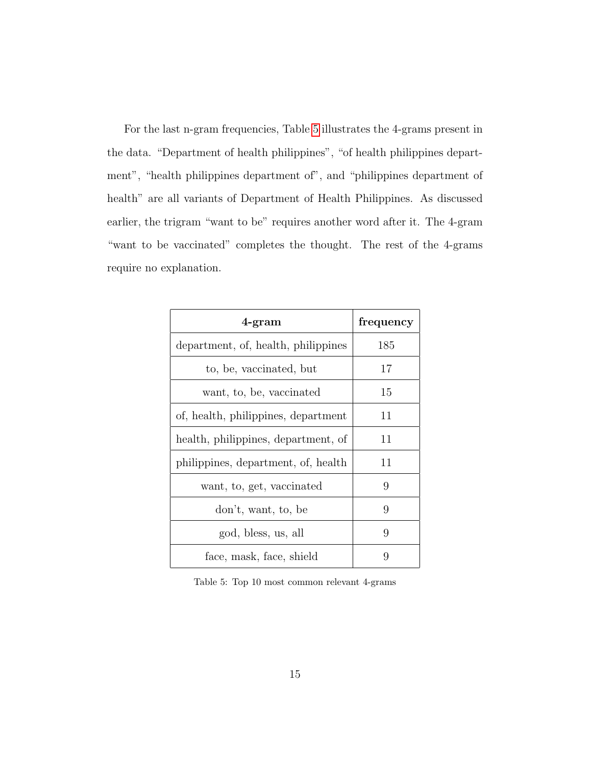For the last n-gram frequencies, Table 5 illustrates the 4-grams present in the data. "Department of health philippines", "of health philippines department", "health philippines department of", and "philippines department of health" are all variants of Department of Health Philippines. As discussed earlier, the trigram "want to be" requires another word after it. The 4-gram "want to be vaccinated" completes the thought. The rest of the 4-grams require no explanation.

| **4-gram** | **frequency** |
| --- | --- |
| department, of, health, philippines | 185 |
| to, be, vaccinated, but | 17 |
| want, to, be, vaccinated | 15 |
| of, health, philippines, department | 11 |
| health, philippines, department, of | 11 |
| philippines, department, of, health | 11 |
| want, to, get, vaccinated | 9 |
| don't, want, to, be | 9 |
| god, bless, us, all | 9 |
| face, mask, face, shield | 9 |

Table 5: Top 10 most common relevant 4-grams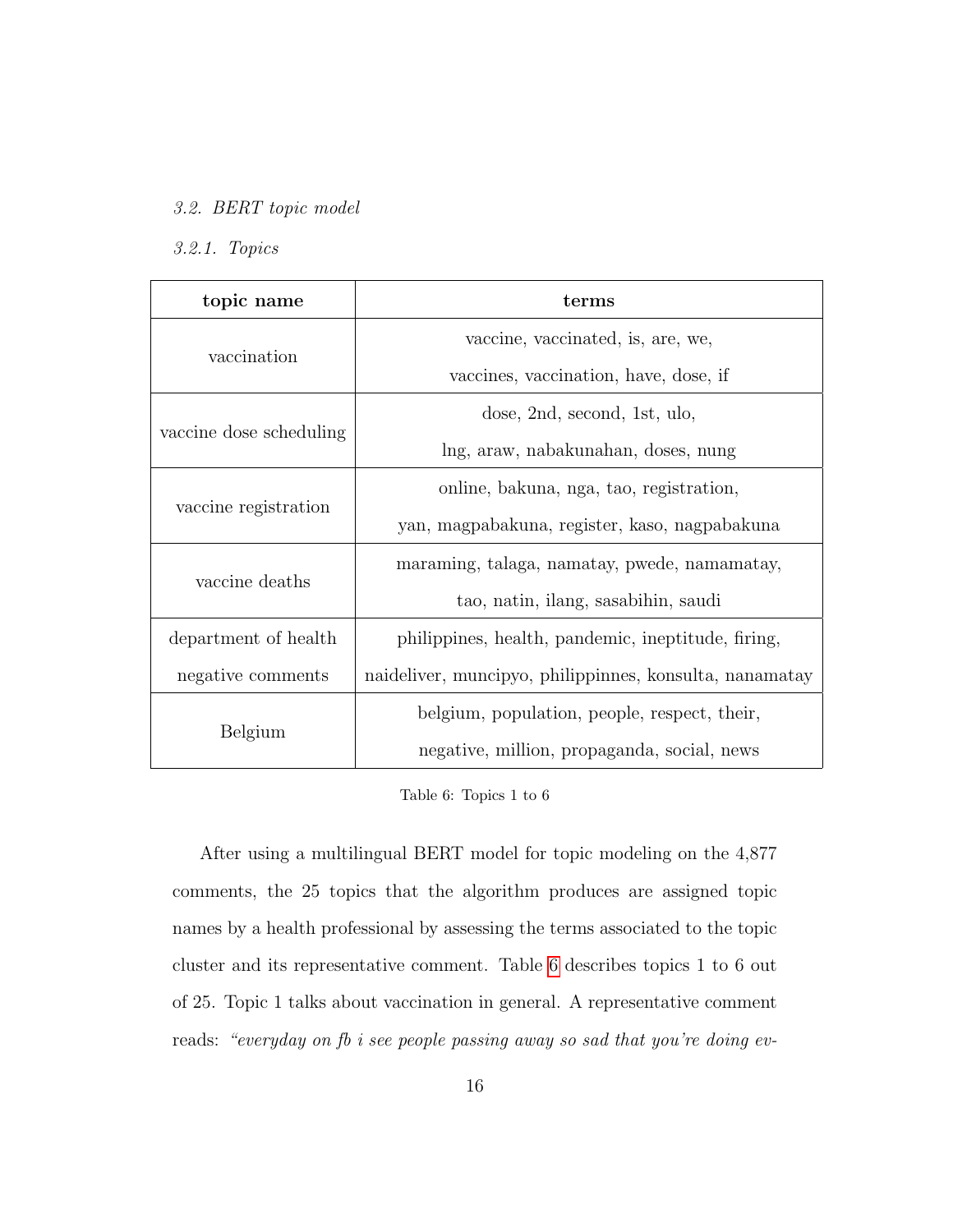### 3.2. BERT topic model

#### 3.2.1. Topics

| topic name | terms |
|---|---|
| vaccination | vaccine, vaccinated, is, are, we, vaccines, vaccination, have, dose, if |
| vaccine dose scheduling | dose, 2nd, second, 1st, ulo, lng, araw, nabakunahan, doses, nung |
| vaccine registration | online, bakuna, nga, tao, registration, yan, magpabakuna, register, kaso, nagpabakuna |
| vaccine deaths | maraming, talaga, namatay, pwede, namamatay, tao, natin, ilang, sasabihin, saudi |
| department of health negative comments | philippines, health, pandemic, ineptitude, firing, naideliver, muncipyo, philippinnes, konsulta, nanamatay |
| Belgium | belgium, population, people, respect, their, negative, million, propaganda, social, news |

Table 6: Topics 1 to 6

After using a multilingual BERT model for topic modeling on the 4,877 comments, the 25 topics that the algorithm produces are assigned topic names by a health professional by assessing the terms associated to the topic cluster and its representative comment. Table 6 describes topics 1 to 6 out of 25. Topic 1 talks about vaccination in general. A representative comment reads: *"everyday on fb i see people passing away so sad that you're doing ev-*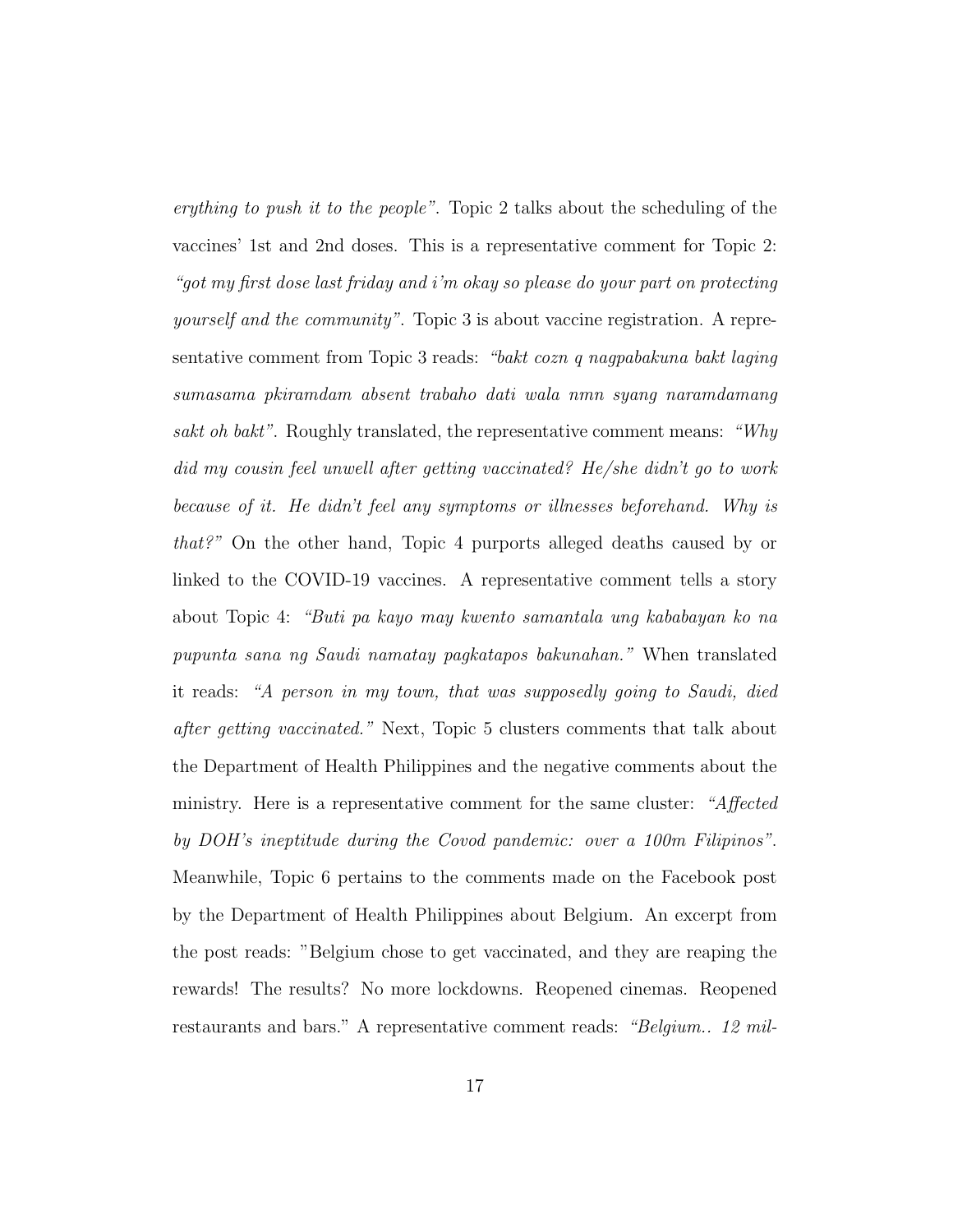*erything to push it to the people"*. Topic 2 talks about the scheduling of the vaccines' 1st and 2nd doses. This is a representative comment for Topic 2: *"got my first dose last friday and i'm okay so please do your part on protecting yourself and the community"*. Topic 3 is about vaccine registration. A representative comment from Topic 3 reads: *"bakt cozn q nagpabakuna bakt laging sumasama pkiramdam absent trabaho dati wala nmn syang naramdamang sakt oh bakt"*. Roughly translated, the representative comment means: *"Why did my cousin feel unwell after getting vaccinated? He/she didn't go to work because of it. He didn't feel any symptoms or illnesses beforehand. Why is that?"* On the other hand, Topic 4 purports alleged deaths caused by or linked to the COVID-19 vaccines. A representative comment tells a story about Topic 4: *"Buti pa kayo may kwento samantala ung kababayan ko na pupunta sana ng Saudi namatay pagkatapos bakunahan."* When translated it reads: *"A person in my town, that was supposedly going to Saudi, died after getting vaccinated."* Next, Topic 5 clusters comments that talk about the Department of Health Philippines and the negative comments about the ministry. Here is a representative comment for the same cluster: *"Affected by DOH's ineptitude during the Covod pandemic: over a 100m Filipinos"*. Meanwhile, Topic 6 pertains to the comments made on the Facebook post by the Department of Health Philippines about Belgium. An excerpt from the post reads: "Belgium chose to get vaccinated, and they are reaping the rewards! The results? No more lockdowns. Reopened cinemas. Reopened restaurants and bars." A representative comment reads: *"Belgium.. 12 mil-*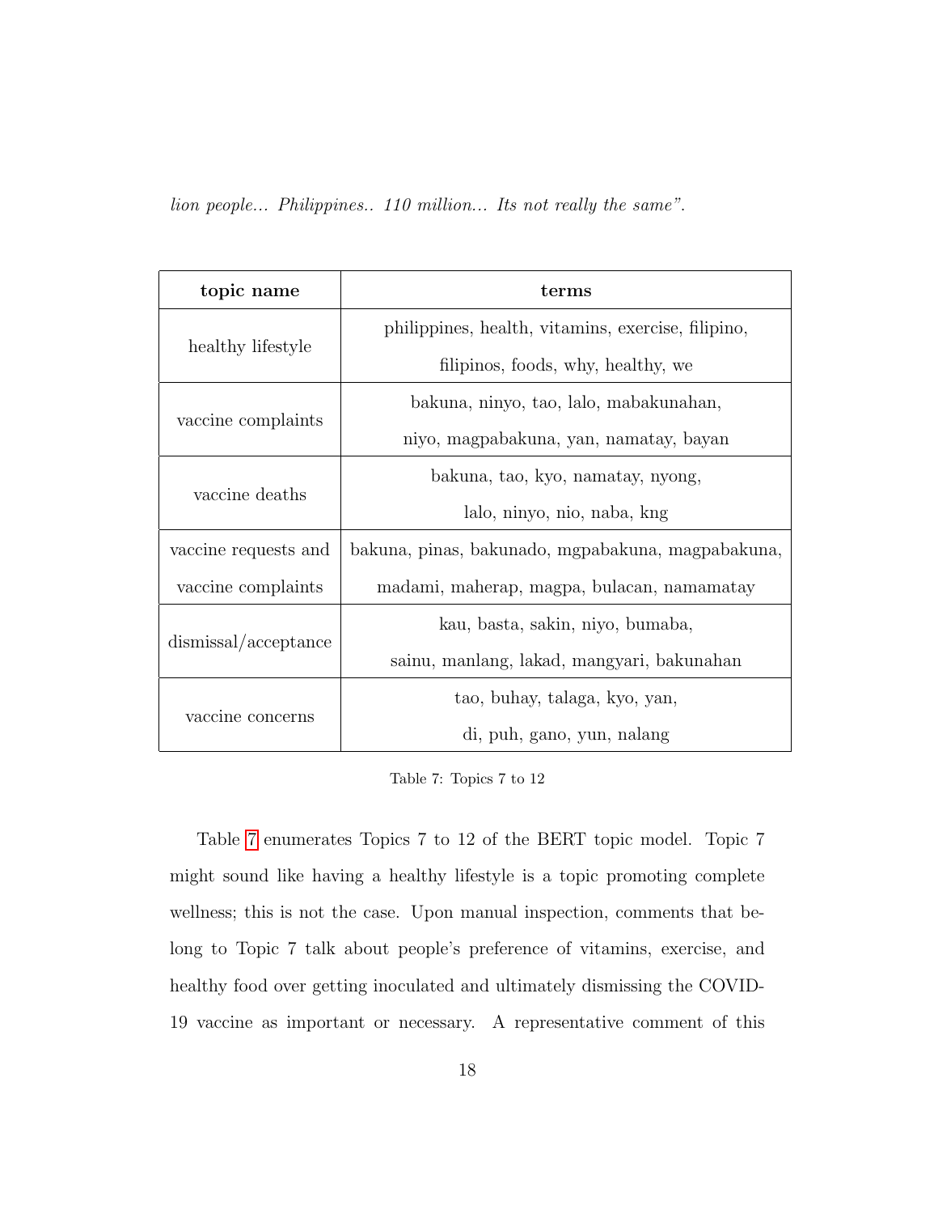*lion people... Philippines.. 110 million... Its not really the same".*

| topic name | terms |
| --- | --- |
| healthy lifestyle | philippines, health, vitamins, exercise, filipino, filipinos, foods, why, healthy, we |
| vaccine complaints | bakuna, ninyo, tao, lalo, mabakunahan, niyo, magpabakuna, yan, namatay, bayan |
| vaccine deaths | bakuna, tao, kyo, namatay, nyong, lalo, ninyo, nio, naba, kng |
| vaccine requests and vaccine complaints | bakuna, pinas, bakunado, mgpabakuna, magpabakuna, madami, maherap, magpa, bulacan, namamatay |
| dismissal/acceptance | kau, basta, sakin, niyo, bumaba, sainu, manlang, lakad, mangyari, bakunahan |
| vaccine concerns | tao, buhay, talaga, kyo, yan, di, puh, gano, yun, nalang |

Table 7: Topics 7 to 12

Table 7 enumerates Topics 7 to 12 of the BERT topic model. Topic 7 might sound like having a healthy lifestyle is a topic promoting complete wellness; this is not the case. Upon manual inspection, comments that belong to Topic 7 talk about people's preference of vitamins, exercise, and healthy food over getting inoculated and ultimately dismissing the COVID-19 vaccine as important or necessary. A representative comment of this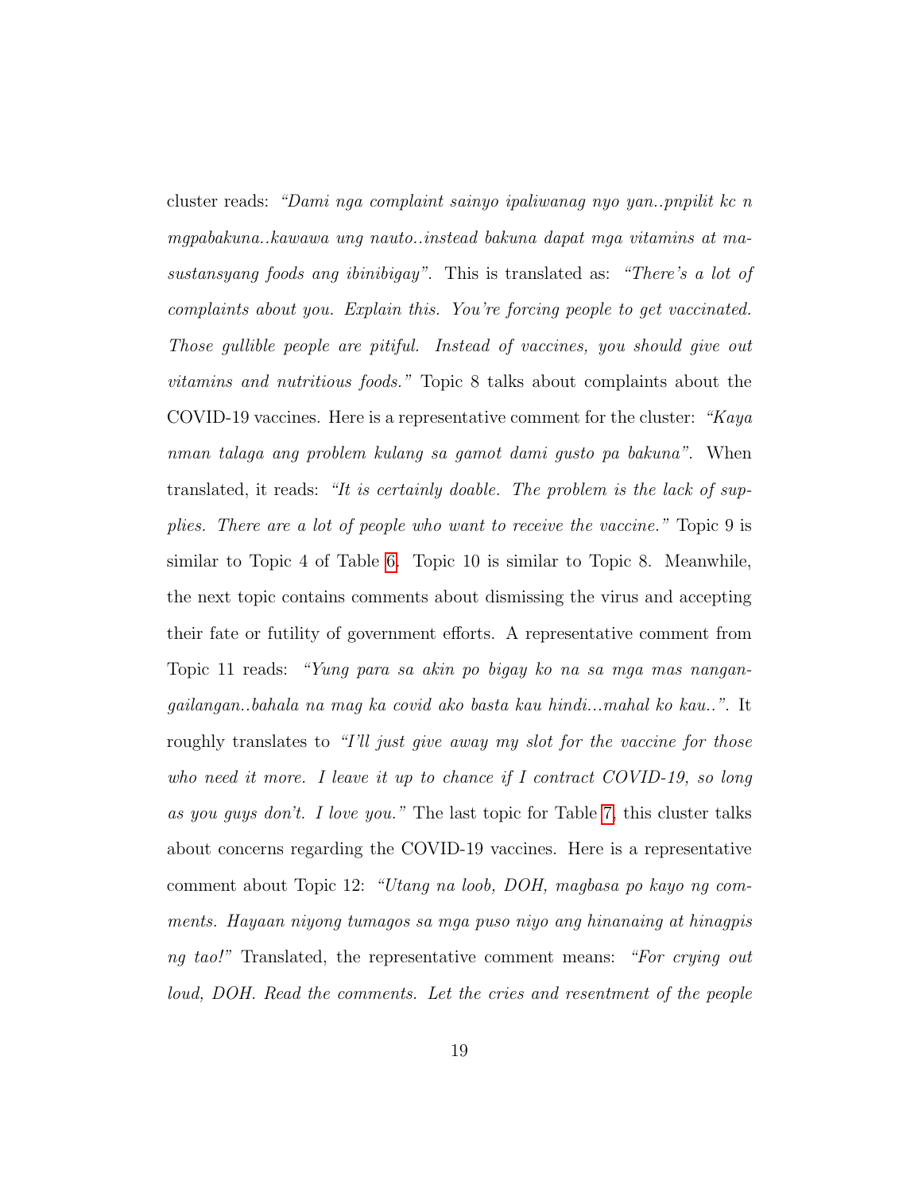cluster reads: *"Dami nga complaint sainyo ipaliwanag nyo yan..pnpilit kc n mgpabakuna..kawawa ung nauto..instead bakuna dapat mga vitamins at masustansyang foods ang ibinibigay"*. This is translated as: *"There's a lot of complaints about you. Explain this. You're forcing people to get vaccinated. Those gullible people are pitiful. Instead of vaccines, you should give out vitamins and nutritious foods."* Topic 8 talks about complaints about the COVID-19 vaccines. Here is a representative comment for the cluster: *"Kaya nman talaga ang problem kulang sa gamot dami gusto pa bakuna"*. When translated, it reads: *"It is certainly doable. The problem is the lack of supplies. There are a lot of people who want to receive the vaccine."* Topic 9 is similar to Topic 4 of Table 6. Topic 10 is similar to Topic 8. Meanwhile, the next topic contains comments about dismissing the virus and accepting their fate or futility of government efforts. A representative comment from Topic 11 reads: *"Yung para sa akin po bigay ko na sa mga mas nangangailangan..bahala na mag ka covid ako basta kau hindi...mahal ko kau.."*. It roughly translates to *"I'll just give away my slot for the vaccine for those who need it more. I leave it up to chance if I contract COVID-19, so long as you guys don't. I love you."* The last topic for Table 7, this cluster talks about concerns regarding the COVID-19 vaccines. Here is a representative comment about Topic 12: *"Utang na loob, DOH, magbasa po kayo ng comments. Hayaan niyong tumagos sa mga puso niyo ang hinanaing at hinagpis ng tao!"* Translated, the representative comment means: *"For crying out loud, DOH. Read the comments. Let the cries and resentment of the people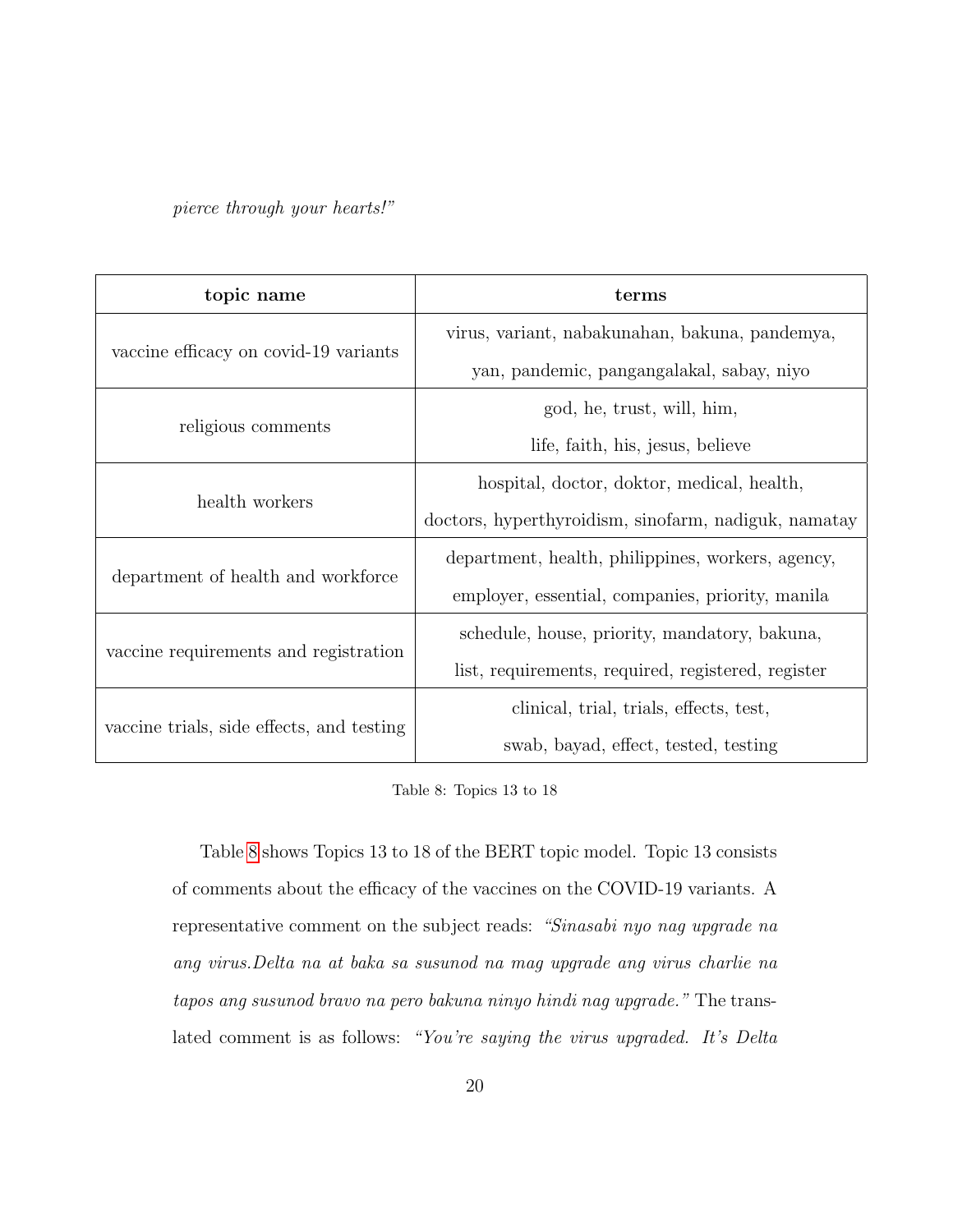*pierce through your hearts!"*

| topic name | terms |
|---|---|
| vaccine efficacy on covid-19 variants | virus, variant, nabakunahan, bakuna, pandemya, yan, pandemic, pangangalakal, sabay, niyo |
| religious comments | god, he, trust, will, him, life, faith, his, jesus, believe |
| health workers | hospital, doctor, doktor, medical, health, doctors, hyperthyroidism, sinofarm, nadiguk, namatay |
| department of health and workforce | department, health, philippines, workers, agency, employer, essential, companies, priority, manila |
| vaccine requirements and registration | schedule, house, priority, mandatory, bakuna, list, requirements, required, registered, register |
| vaccine trials, side effects, and testing | clinical, trial, trials, effects, test, swab, bayad, effect, tested, testing |

Table 8: Topics 13 to 18

Table 8 shows Topics 13 to 18 of the BERT topic model. Topic 13 consists of comments about the efficacy of the vaccines on the COVID-19 variants. A representative comment on the subject reads: *"Sinasabi nyo nag upgrade na ang virus.Delta na at baka sa susunod na mag upgrade ang virus charlie na tapos ang susunod bravo na pero bakuna ninyo hindi nag upgrade."* The translated comment is as follows: *"You're saying the virus upgraded. It's Delta*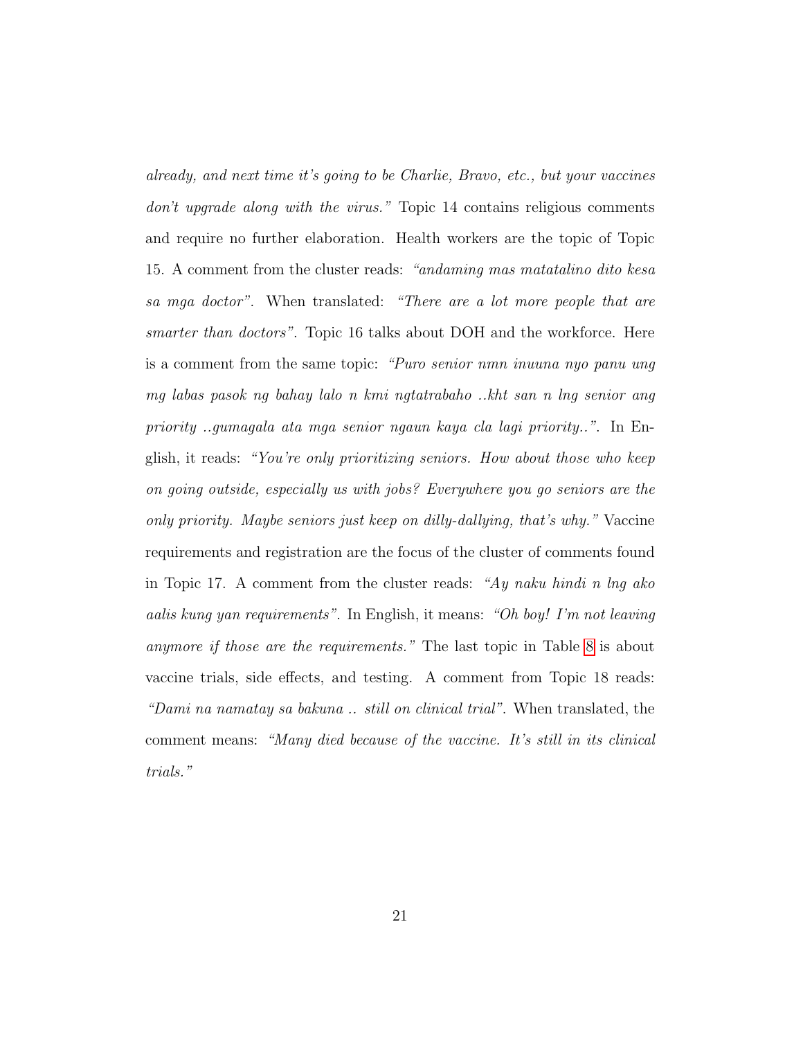*already, and next time it's going to be Charlie, Bravo, etc., but your vaccines don't upgrade along with the virus."* Topic 14 contains religious comments and require no further elaboration. Health workers are the topic of Topic 15. A comment from the cluster reads: *"andaming mas matatalino dito kesa sa mga doctor"*. When translated: *"There are a lot more people that are smarter than doctors"*. Topic 16 talks about DOH and the workforce. Here is a comment from the same topic: *"Puro senior nmn inuuna nyo panu ung mg labas pasok ng bahay lalo n kmi ngtatrabaho ..kht san n lng senior ang priority ..gumagala ata mga senior ngaun kaya cla lagi priority.."*. In English, it reads: *"You're only prioritizing seniors. How about those who keep on going outside, especially us with jobs? Everywhere you go seniors are the only priority. Maybe seniors just keep on dilly-dallying, that's why."* Vaccine requirements and registration are the focus of the cluster of comments found in Topic 17. A comment from the cluster reads: *"Ay naku hindi n lng ako aalis kung yan requirements"*. In English, it means: *"Oh boy! I'm not leaving anymore if those are the requirements."* The last topic in Table 8 is about vaccine trials, side effects, and testing. A comment from Topic 18 reads: *"Dami na namatay sa bakuna .. still on clinical trial"*. When translated, the comment means: *"Many died because of the vaccine. It's still in its clinical trials."*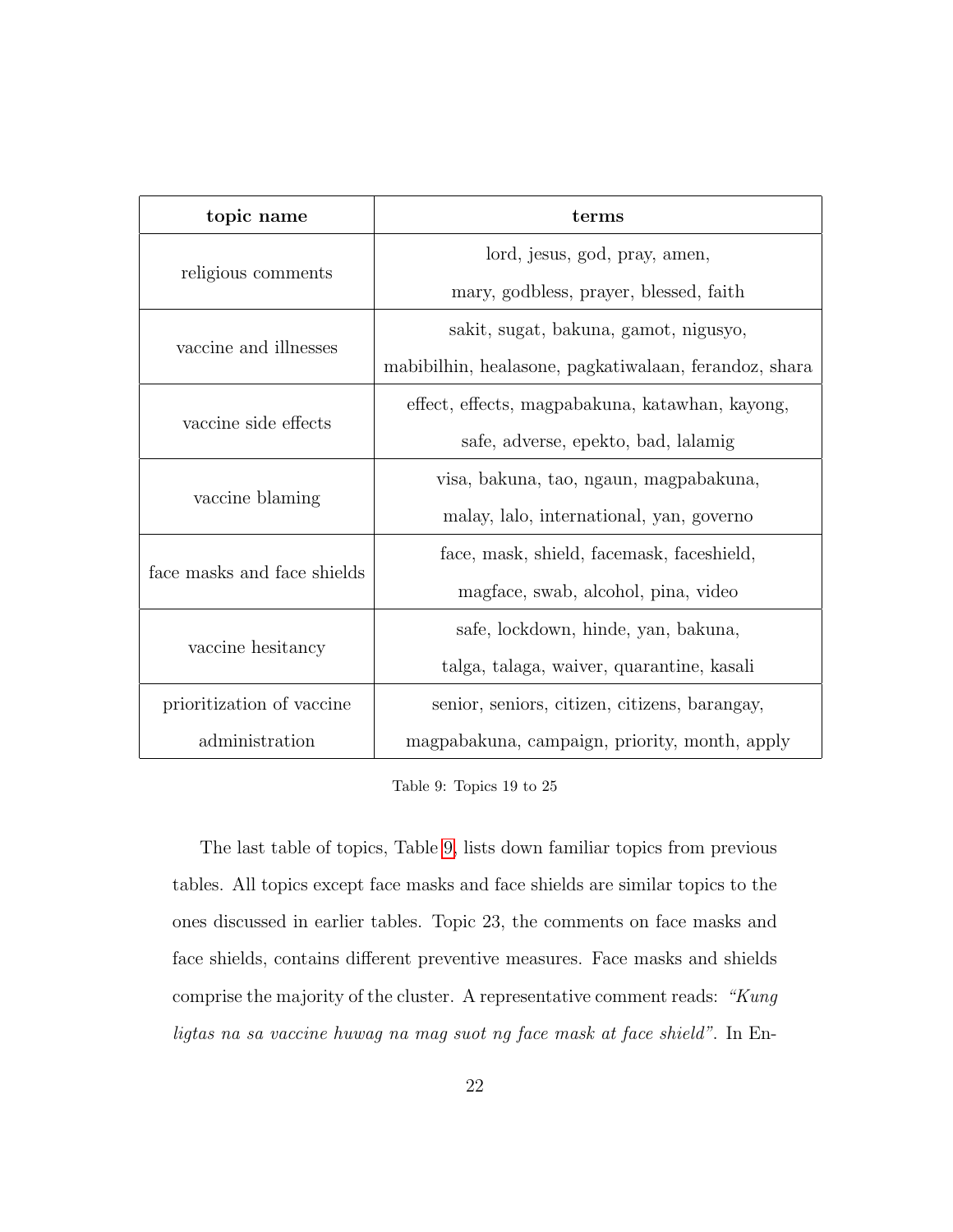| topic name | terms |
| --- | --- |
| religious comments | lord, jesus, god, pray, amen, mary, godbless, prayer, blessed, faith |
| vaccine and illnesses | sakit, sugat, bakuna, gamot, nigusyo, mabibilhin, healasone, pagkatiwalaan, ferandoz, shara |
| vaccine side effects | effect, effects, magpabakuna, katawhan, kayong, safe, adverse, epekto, bad, lalamig |
| vaccine blaming | visa, bakuna, tao, ngaun, magpabakuna, malay, lalo, international, yan, governo |
| face masks and face shields | face, mask, shield, facemask, faceshield, magface, swab, alcohol, pina, video |
| vaccine hesitancy | safe, lockdown, hinde, yan, bakuna, talga, talaga, waiver, quarantine, kasali |
| prioritization of vaccine administration | senior, seniors, citizen, citizens, barangay, magpabakuna, campaign, priority, month, apply |

Table 9: Topics 19 to 25

The last table of topics, Table 9, lists down familiar topics from previous tables. All topics except face masks and face shields are similar topics to the ones discussed in earlier tables. Topic 23, the comments on face masks and face shields, contains different preventive measures. Face masks and shields comprise the majority of the cluster. A representative comment reads: *"Kung ligtas na sa vaccine huwag na mag suot ng face mask at face shield"*. In En-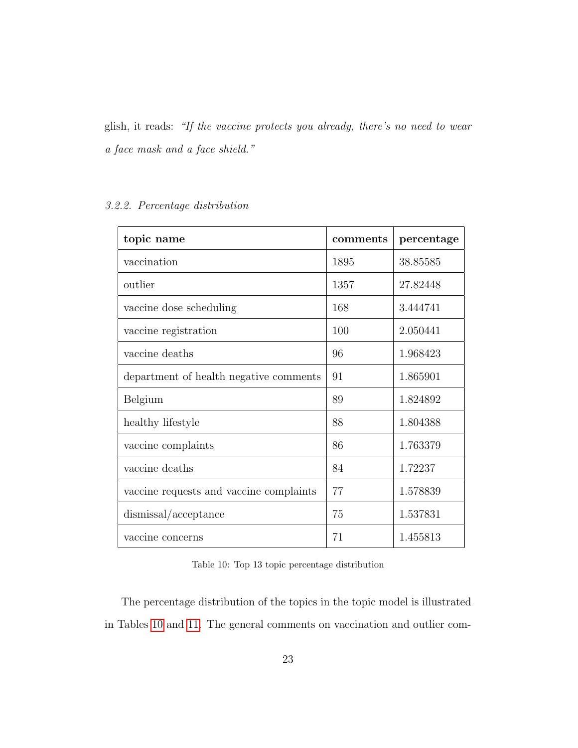glish, it reads: *"If the vaccine protects you already, there's no need to wear a face mask and a face shield."*

#### *3.2.2. Percentage distribution*

| topic name | comments | percentage |
|---|---|---|
| vaccination | 1895 | 38.85585 |
| outlier | 1357 | 27.82448 |
| vaccine dose scheduling | 168 | 3.444741 |
| vaccine registration | 100 | 2.050441 |
| vaccine deaths | 96 | 1.968423 |
| department of health negative comments | 91 | 1.865901 |
| Belgium | 89 | 1.824892 |
| healthy lifestyle | 88 | 1.804388 |
| vaccine complaints | 86 | 1.763379 |
| vaccine deaths | 84 | 1.72237 |
| vaccine requests and vaccine complaints | 77 | 1.578839 |
| dismissal/acceptance | 75 | 1.537831 |
| vaccine concerns | 71 | 1.455813 |

Table 10: Top 13 topic percentage distribution

The percentage distribution of the topics in the topic model is illustrated in Tables 10 and 11. The general comments on vaccination and outlier com-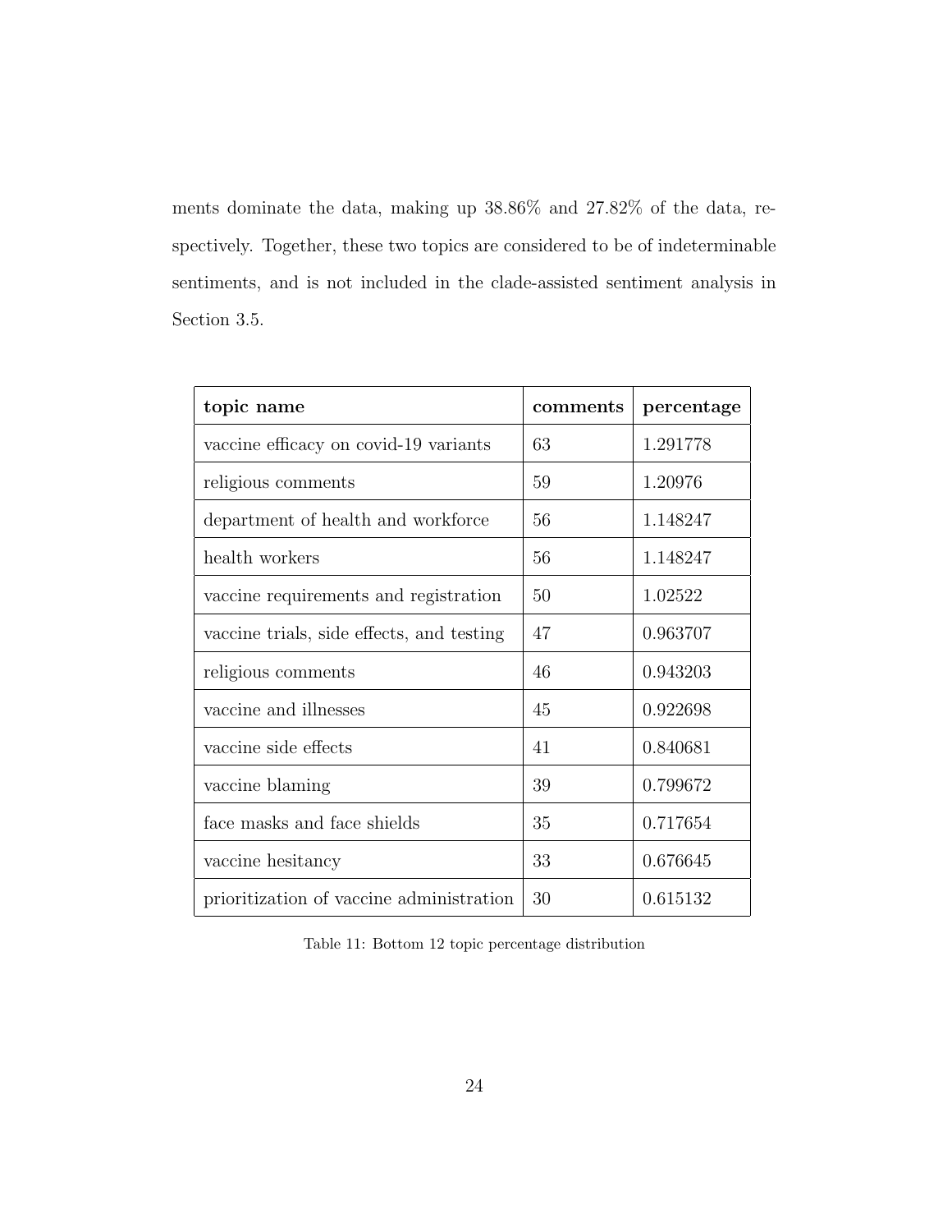ments dominate the data, making up 38.86% and 27.82% of the data, respectively. Together, these two topics are considered to be of indeterminable sentiments, and is not included in the clade-assisted sentiment analysis in Section 3.5.

| **topic name** | **comments** | **percentage** |
|---|---|---|
| vaccine efficacy on covid-19 variants | 63 | 1.291778 |
| religious comments | 59 | 1.20976 |
| department of health and workforce | 56 | 1.148247 |
| health workers | 56 | 1.148247 |
| vaccine requirements and registration | 50 | 1.02522 |
| vaccine trials, side effects, and testing | 47 | 0.963707 |
| religious comments | 46 | 0.943203 |
| vaccine and illnesses | 45 | 0.922698 |
| vaccine side effects | 41 | 0.840681 |
| vaccine blaming | 39 | 0.799672 |
| face masks and face shields | 35 | 0.717654 |
| vaccine hesitancy | 33 | 0.676645 |
| prioritization of vaccine administration | 30 | 0.615132 |

Table 11: Bottom 12 topic percentage distribution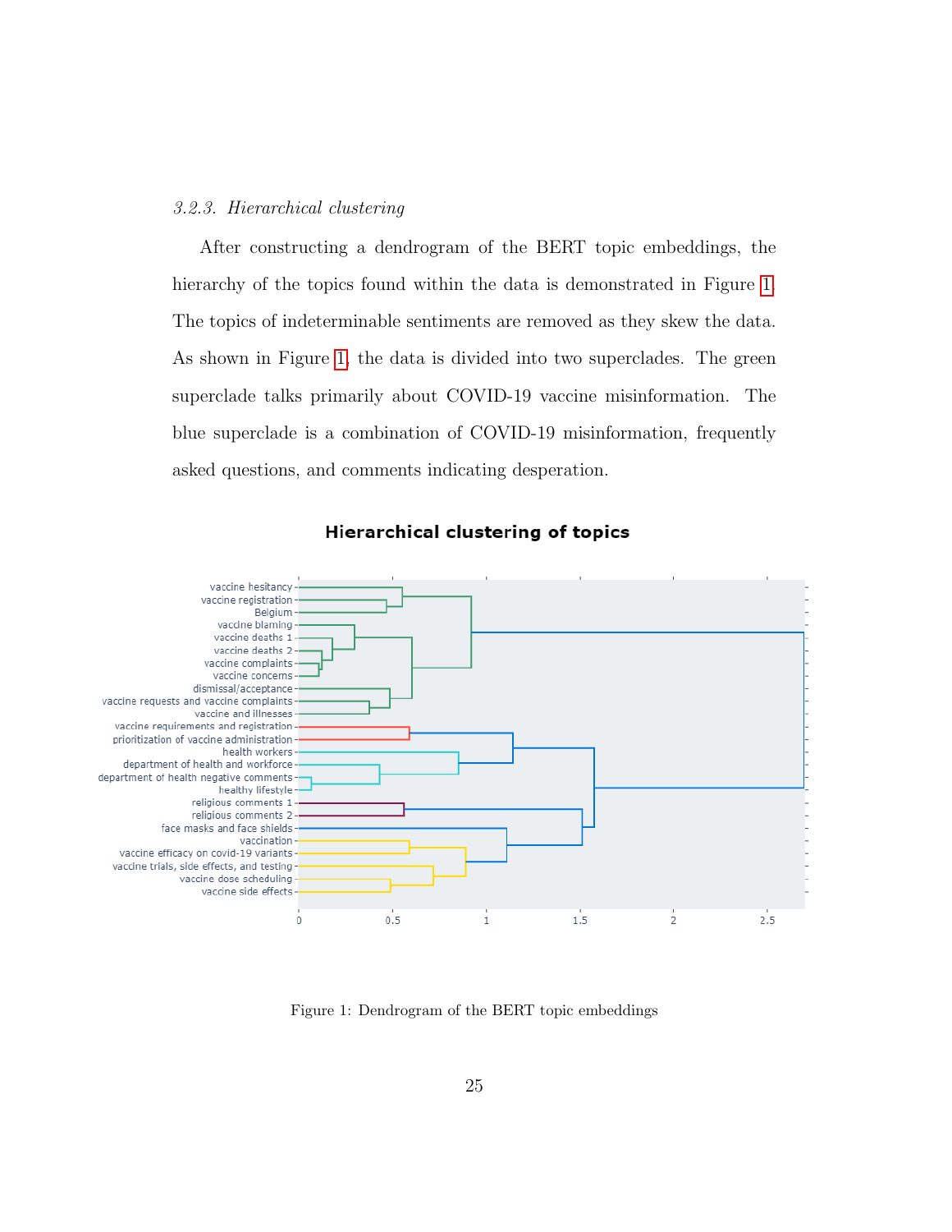### 3.2.3. Hierarchical clustering

After constructing a dendrogram of the BERT topic embeddings, the hierarchy of the topics found within the data is demonstrated in Figure 1. The topics of indeterminable sentiments are removed as they skew the data. As shown in Figure 1, the data is divided into two superclades. The green superclade talks primarily about COVID-19 vaccine misinformation. The blue superclade is a combination of COVID-19 misinformation, frequently asked questions, and comments indicating desperation.

**Hierarchical clustering of topics**

vaccine hesitancy
vaccine registration
Belgium
vaccine blaming
vaccine deaths 1
vaccine deaths 2
vaccine complaints
vaccine concerns
dismissal/acceptance
vaccine requests and vaccine complaints
vaccine and illnesses
vaccine requirements and registration
prioritization of vaccine administration
health workers
department of health and workforce
department of health negative comments
healthy lifestyle
religious comments 1
religious comments 2
face masks and face shields
vaccination
vaccine efficacy on covid-19 variants
vaccine trials, side effects, and testing
vaccine dose scheduling
vaccine side effects

0 0.5 1 1.5 2 2.5

Figure 1: Dendrogram of the BERT topic embeddings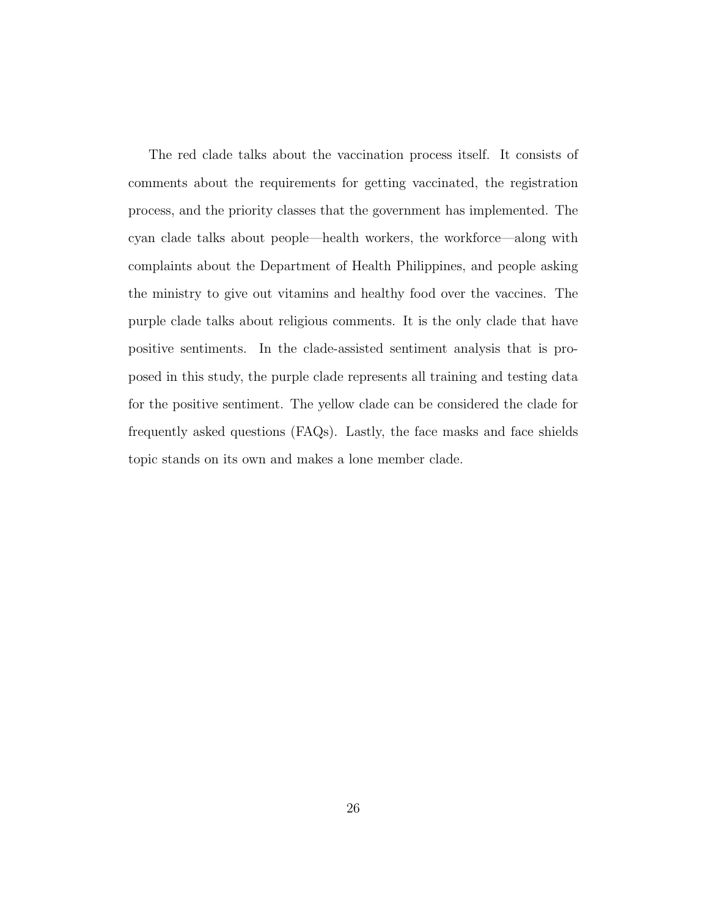The red clade talks about the vaccination process itself. It consists of comments about the requirements for getting vaccinated, the registration process, and the priority classes that the government has implemented. The cyan clade talks about people—health workers, the workforce—along with complaints about the Department of Health Philippines, and people asking the ministry to give out vitamins and healthy food over the vaccines. The purple clade talks about religious comments. It is the only clade that have positive sentiments. In the clade-assisted sentiment analysis that is proposed in this study, the purple clade represents all training and testing data for the positive sentiment. The yellow clade can be considered the clade for frequently asked questions (FAQs). Lastly, the face masks and face shields topic stands on its own and makes a lone member clade.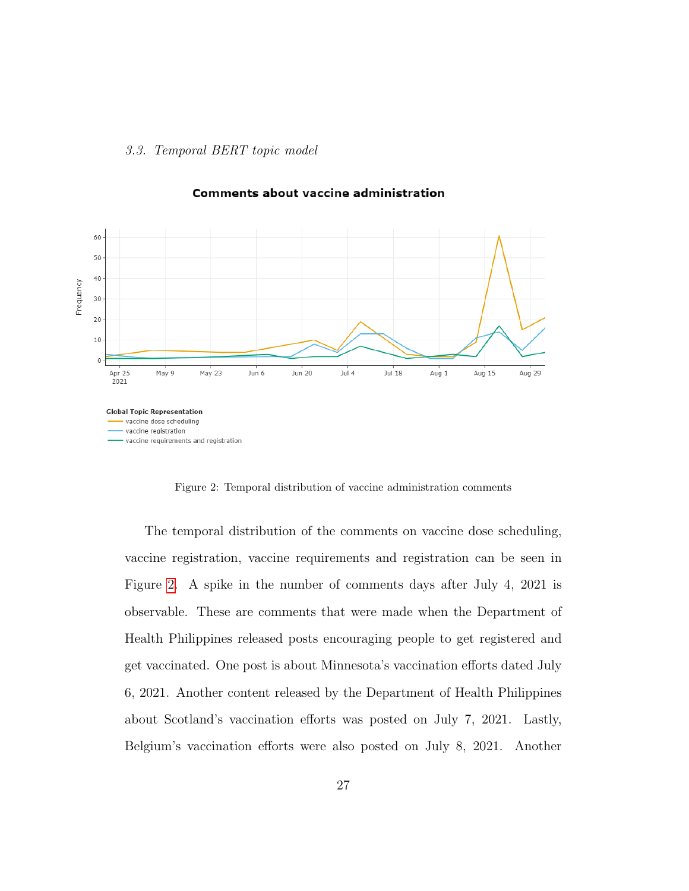### 3.3. Temporal BERT topic model

Figure 2: Temporal distribution of vaccine administration comments

The temporal distribution of the comments on vaccine dose scheduling, vaccine registration, vaccine requirements and registration can be seen in Figure 2. A spike in the number of comments days after July 4, 2021 is observable. These are comments that were made when the Department of Health Philippines released posts encouraging people to get registered and get vaccinated. One post is about Minnesota's vaccination efforts dated July 6, 2021. Another content released by the Department of Health Philippines about Scotland's vaccination efforts was posted on July 7, 2021. Lastly, Belgium's vaccination efforts were also posted on July 8, 2021. Another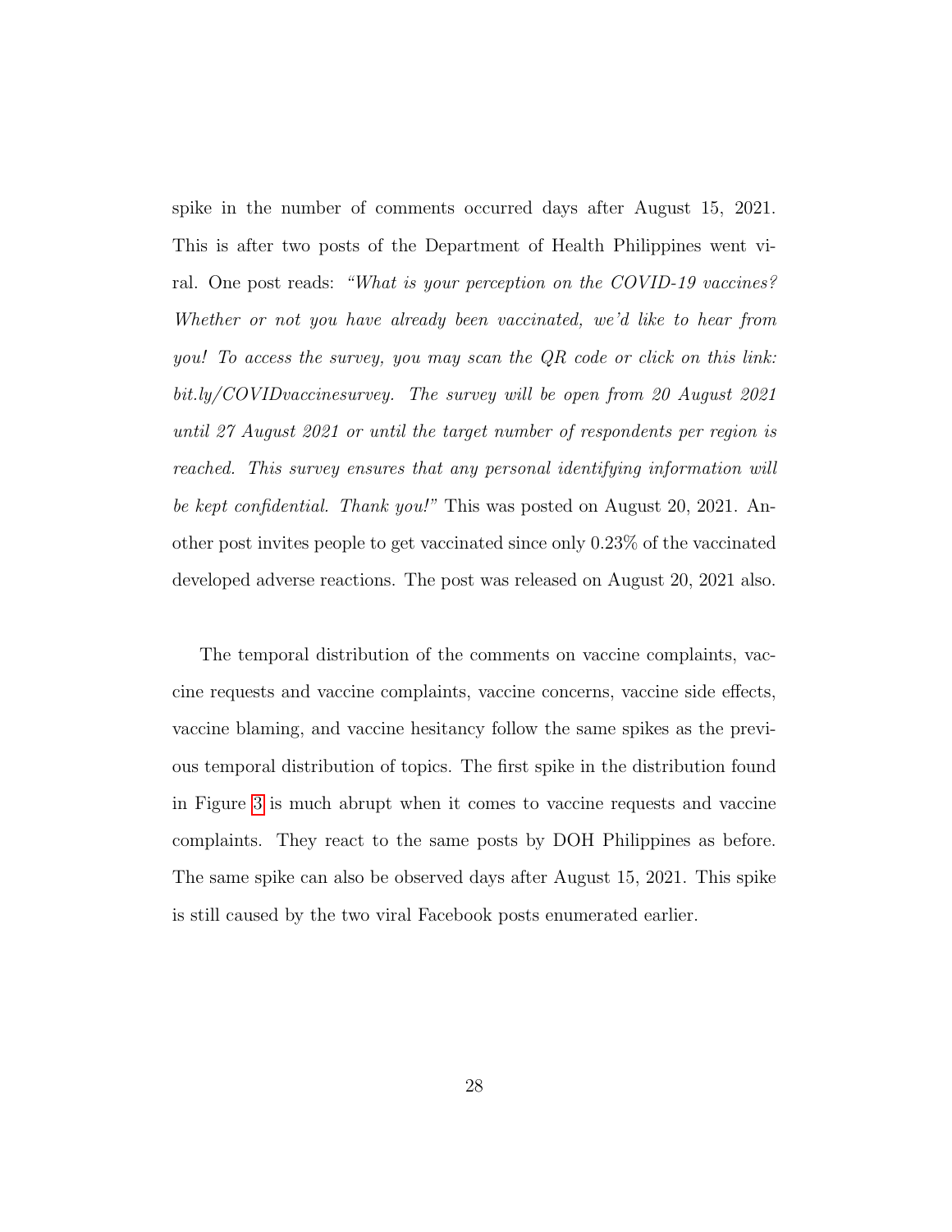spike in the number of comments occurred days after August 15, 2021. This is after two posts of the Department of Health Philippines went viral. One post reads: *"What is your perception on the COVID-19 vaccines? Whether or not you have already been vaccinated, we'd like to hear from you! To access the survey, you may scan the QR code or click on this link: bit.ly/COVIDvaccinesurvey. The survey will be open from 20 August 2021 until 27 August 2021 or until the target number of respondents per region is reached. This survey ensures that any personal identifying information will be kept confidential. Thank you!"* This was posted on August 20, 2021. Another post invites people to get vaccinated since only 0.23% of the vaccinated developed adverse reactions. The post was released on August 20, 2021 also.

The temporal distribution of the comments on vaccine complaints, vaccine requests and vaccine complaints, vaccine concerns, vaccine side effects, vaccine blaming, and vaccine hesitancy follow the same spikes as the previous temporal distribution of topics. The first spike in the distribution found in Figure 3 is much abrupt when it comes to vaccine requests and vaccine complaints. They react to the same posts by DOH Philippines as before. The same spike can also be observed days after August 15, 2021. This spike is still caused by the two viral Facebook posts enumerated earlier.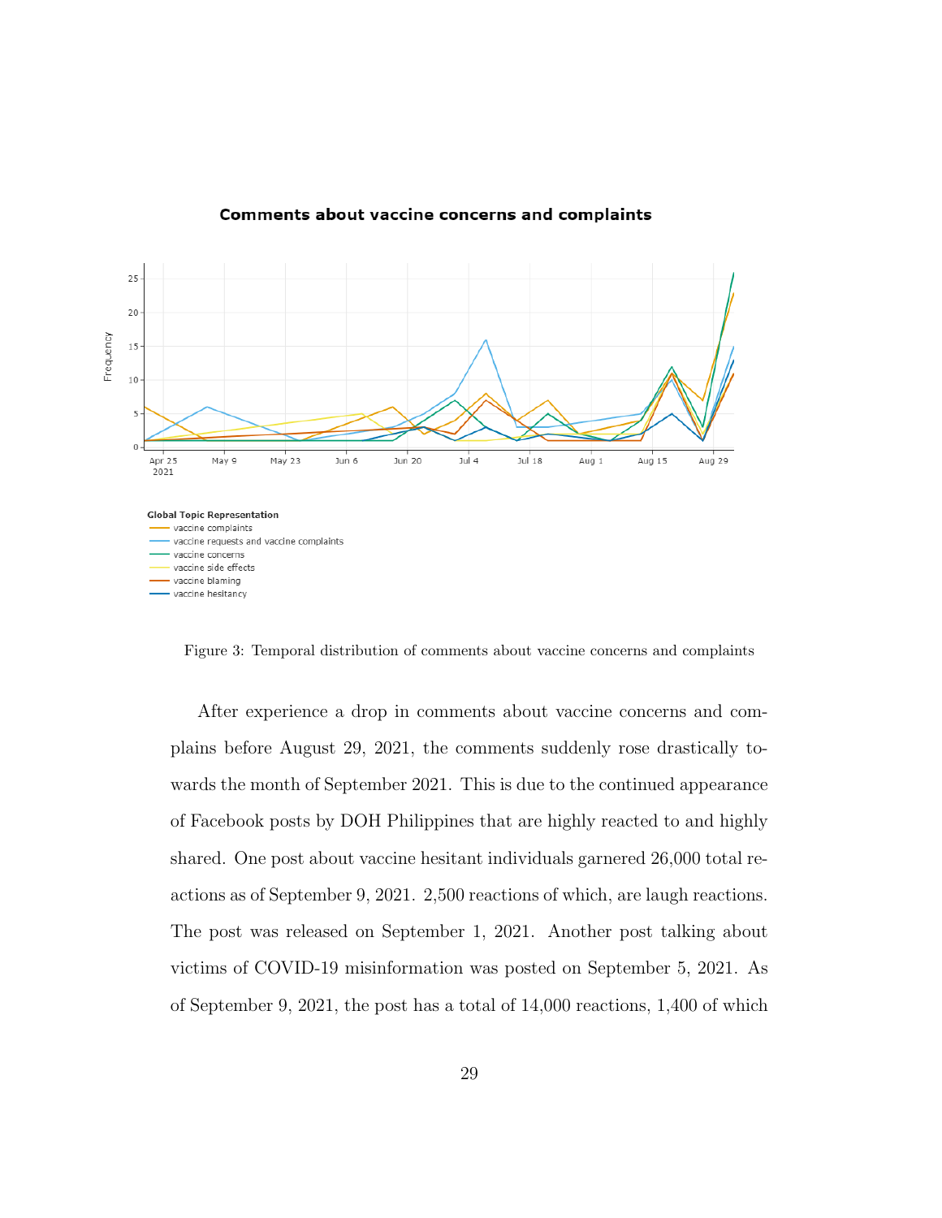Figure 3: Temporal distribution of comments about vaccine concerns and complaints

After experience a drop in comments about vaccine concerns and complains before August 29, 2021, the comments suddenly rose drastically towards the month of September 2021. This is due to the continued appearance of Facebook posts by DOH Philippines that are highly reacted to and highly shared. One post about vaccine hesitant individuals garnered 26,000 total reactions as of September 9, 2021. 2,500 reactions of which, are laugh reactions. The post was released on September 1, 2021. Another post talking about victims of COVID-19 misinformation was posted on September 5, 2021. As of September 9, 2021, the post has a total of 14,000 reactions, 1,400 of which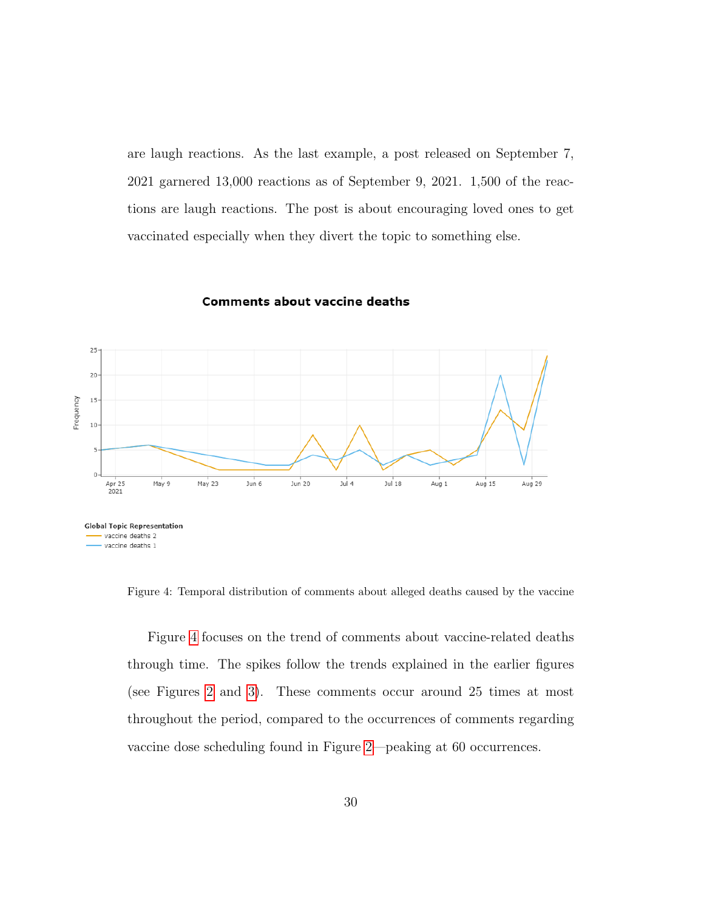are laugh reactions. As the last example, a post released on September 7, 2021 garnered 13,000 reactions as of September 9, 2021. 1,500 of the reactions are laugh reactions. The post is about encouraging loved ones to get vaccinated especially when they divert the topic to something else.

Figure 4: Temporal distribution of comments about alleged deaths caused by the vaccine

Figure 4 focuses on the trend of comments about vaccine-related deaths through time. The spikes follow the trends explained in the earlier figures (see Figures 2 and 3). These comments occur around 25 times at most throughout the period, compared to the occurrences of comments regarding vaccine dose scheduling found in Figure 2—peaking at 60 occurrences.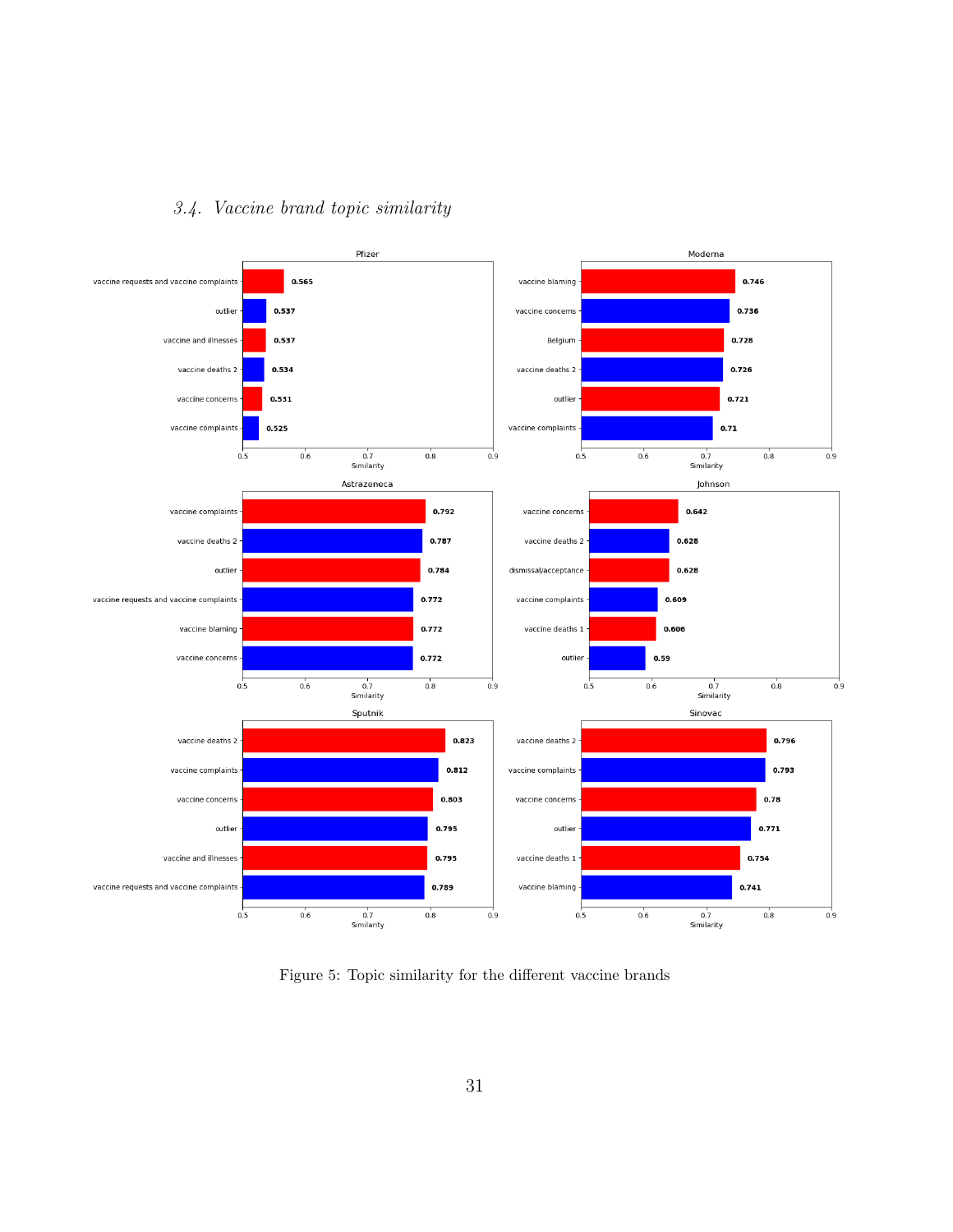### 3.4. Vaccine brand topic similarity

Figure 5: Topic similarity for the different vaccine brands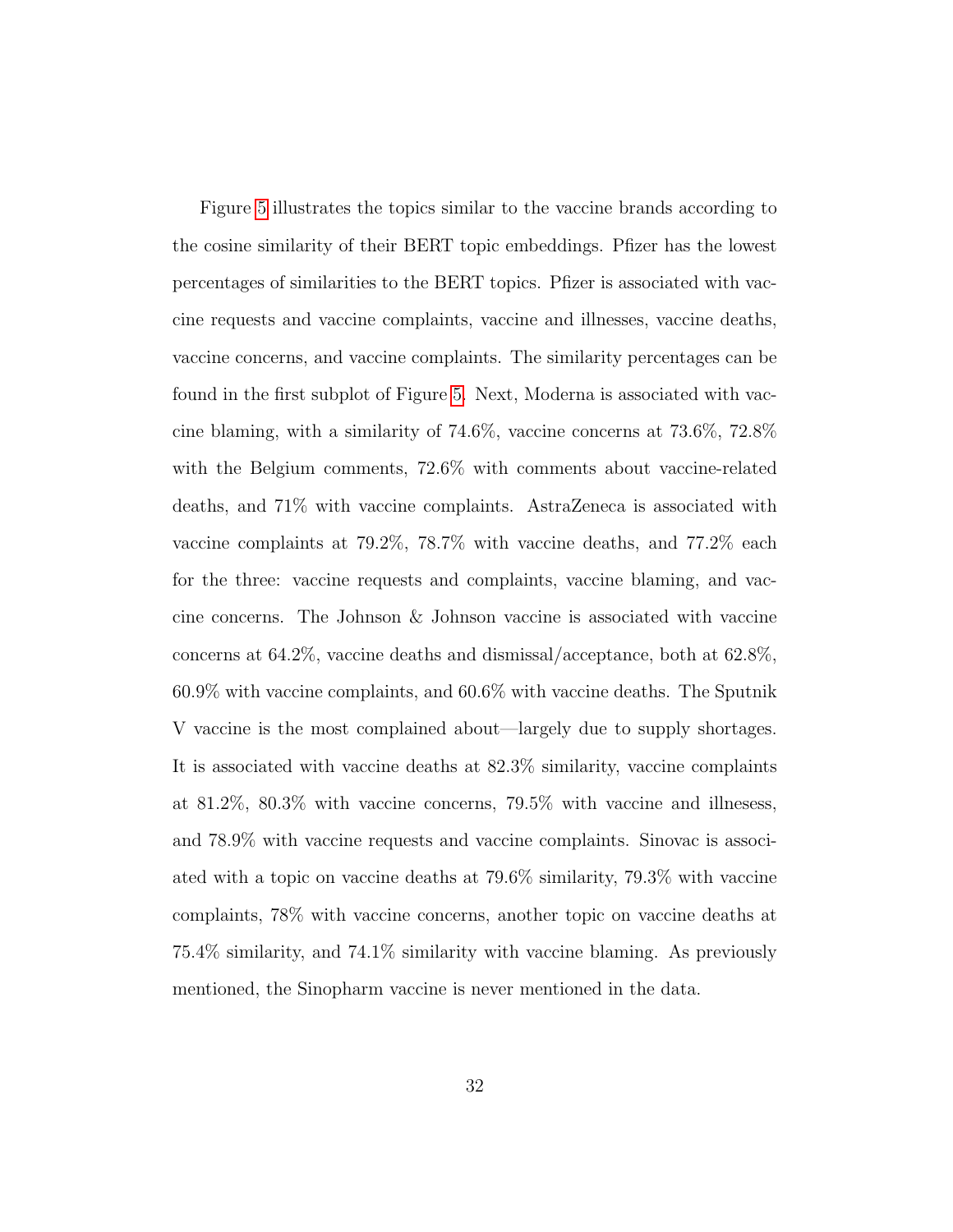Figure 5 illustrates the topics similar to the vaccine brands according to the cosine similarity of their BERT topic embeddings. Pfizer has the lowest percentages of similarities to the BERT topics. Pfizer is associated with vaccine requests and vaccine complaints, vaccine and illnesses, vaccine deaths, vaccine concerns, and vaccine complaints. The similarity percentages can be found in the first subplot of Figure 5. Next, Moderna is associated with vaccine blaming, with a similarity of 74.6%, vaccine concerns at 73.6%, 72.8% with the Belgium comments, 72.6% with comments about vaccine-related deaths, and 71% with vaccine complaints. AstraZeneca is associated with vaccine complaints at 79.2%, 78.7% with vaccine deaths, and 77.2% each for the three: vaccine requests and complaints, vaccine blaming, and vaccine concerns. The Johnson & Johnson vaccine is associated with vaccine concerns at 64.2%, vaccine deaths and dismissal/acceptance, both at 62.8%, 60.9% with vaccine complaints, and 60.6% with vaccine deaths. The Sputnik V vaccine is the most complained about—largely due to supply shortages. It is associated with vaccine deaths at 82.3% similarity, vaccine complaints at 81.2%, 80.3% with vaccine concerns, 79.5% with vaccine and illnesess, and 78.9% with vaccine requests and vaccine complaints. Sinovac is associated with a topic on vaccine deaths at 79.6% similarity, 79.3% with vaccine complaints, 78% with vaccine concerns, another topic on vaccine deaths at 75.4% similarity, and 74.1% similarity with vaccine blaming. As previously mentioned, the Sinopharm vaccine is never mentioned in the data.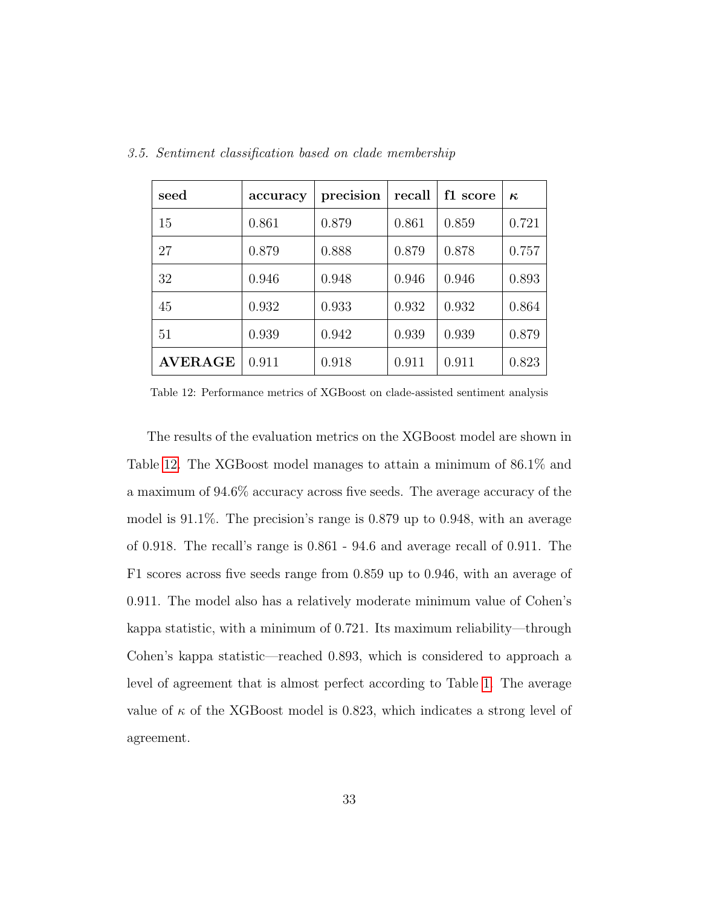*3.5. Sentiment classification based on clade membership*

| **seed** | **accuracy** | **precision** | **recall** | **f1 score** | $\boldsymbol{\kappa}$ |
|---|---|---|---|---|---|
| 15 | 0.861 | 0.879 | 0.861 | 0.859 | 0.721 |
| 27 | 0.879 | 0.888 | 0.879 | 0.878 | 0.757 |
| 32 | 0.946 | 0.948 | 0.946 | 0.946 | 0.893 |
| 45 | 0.932 | 0.933 | 0.932 | 0.932 | 0.864 |
| 51 | 0.939 | 0.942 | 0.939 | 0.939 | 0.879 |
| **AVERAGE** | 0.911 | 0.918 | 0.911 | 0.911 | 0.823 |

Table 12: Performance metrics of XGBoost on clade-assisted sentiment analysis

The results of the evaluation metrics on the XGBoost model are shown in Table 12. The XGBoost model manages to attain a minimum of 86.1% and a maximum of 94.6% accuracy across five seeds. The average accuracy of the model is 91.1%. The precision's range is 0.879 up to 0.948, with an average of 0.918. The recall's range is 0.861 - 94.6 and average recall of 0.911. The F1 scores across five seeds range from 0.859 up to 0.946, with an average of 0.911. The model also has a relatively moderate minimum value of Cohen's kappa statistic, with a minimum of 0.721. Its maximum reliability—through Cohen's kappa statistic—reached 0.893, which is considered to approach a level of agreement that is almost perfect according to Table 1. The average value of $\kappa$ of the XGBoost model is 0.823, which indicates a strong level of agreement.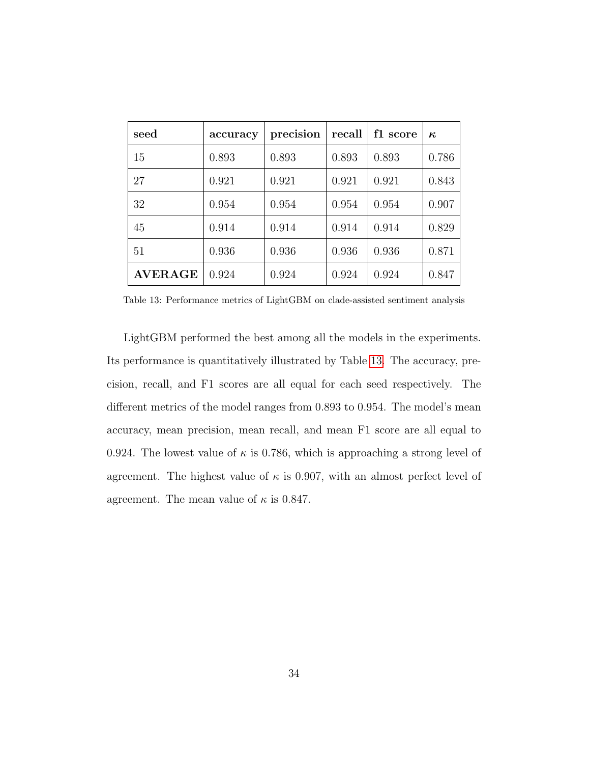| **seed** | **accuracy** | **precision** | **recall** | **f1 score** | $\boldsymbol{\kappa}$ |
|---|---|---|---|---|---|
| 15 | 0.893 | 0.893 | 0.893 | 0.893 | 0.786 |
| 27 | 0.921 | 0.921 | 0.921 | 0.921 | 0.843 |
| 32 | 0.954 | 0.954 | 0.954 | 0.954 | 0.907 |
| 45 | 0.914 | 0.914 | 0.914 | 0.914 | 0.829 |
| 51 | 0.936 | 0.936 | 0.936 | 0.936 | 0.871 |
| **AVERAGE** | 0.924 | 0.924 | 0.924 | 0.924 | 0.847 |

Table 13: Performance metrics of LightGBM on clade-assisted sentiment analysis

LightGBM performed the best among all the models in the experiments. Its performance is quantitatively illustrated by Table 13. The accuracy, precision, recall, and F1 scores are all equal for each seed respectively. The different metrics of the model ranges from 0.893 to 0.954. The model's mean accuracy, mean precision, mean recall, and mean F1 score are all equal to 0.924. The lowest value of $\kappa$ is 0.786, which is approaching a strong level of agreement. The highest value of $\kappa$ is 0.907, with an almost perfect level of agreement. The mean value of $\kappa$ is 0.847.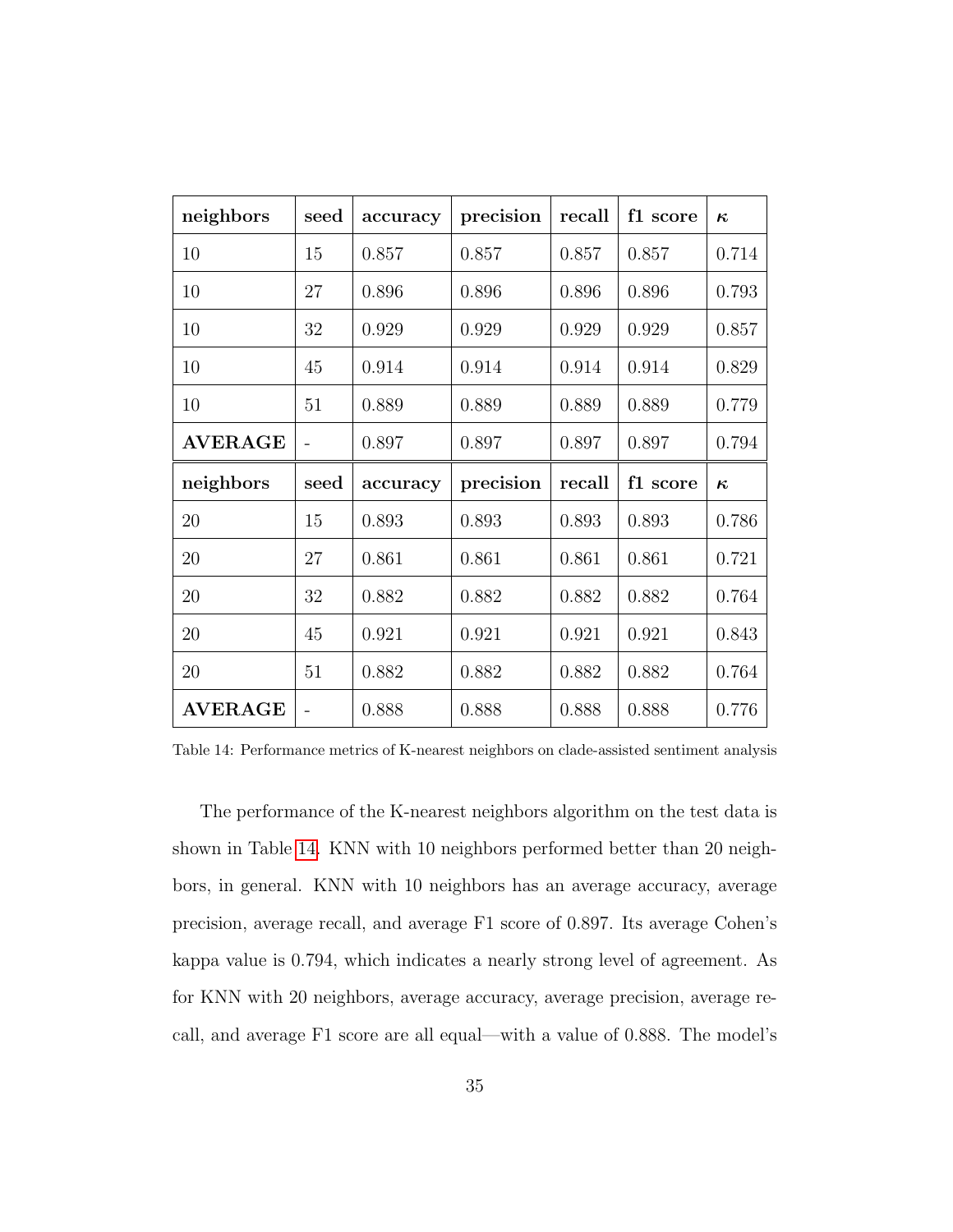| neighbors | seed | accuracy | precision | recall | f1 score | $\kappa$ |
|---|---|---|---|---|---|---|
| 10 | 15 | 0.857 | 0.857 | 0.857 | 0.857 | 0.714 |
| 10 | 27 | 0.896 | 0.896 | 0.896 | 0.896 | 0.793 |
| 10 | 32 | 0.929 | 0.929 | 0.929 | 0.929 | 0.857 |
| 10 | 45 | 0.914 | 0.914 | 0.914 | 0.914 | 0.829 |
| 10 | 51 | 0.889 | 0.889 | 0.889 | 0.889 | 0.779 |
| **AVERAGE** | - | 0.897 | 0.897 | 0.897 | 0.897 | 0.794 |
| **neighbors** | **seed** | **accuracy** | **precision** | **recall** | **f1 score** | $\kappa$ |
| 20 | 15 | 0.893 | 0.893 | 0.893 | 0.893 | 0.786 |
| 20 | 27 | 0.861 | 0.861 | 0.861 | 0.861 | 0.721 |
| 20 | 32 | 0.882 | 0.882 | 0.882 | 0.882 | 0.764 |
| 20 | 45 | 0.921 | 0.921 | 0.921 | 0.921 | 0.843 |
| 20 | 51 | 0.882 | 0.882 | 0.882 | 0.882 | 0.764 |
| **AVERAGE** | - | 0.888 | 0.888 | 0.888 | 0.888 | 0.776 |

Table 14: Performance metrics of K-nearest neighbors on clade-assisted sentiment analysis

The performance of the K-nearest neighbors algorithm on the test data is shown in Table 14. KNN with 10 neighbors performed better than 20 neighbors, in general. KNN with 10 neighbors has an average accuracy, average precision, average recall, and average F1 score of 0.897. Its average Cohen's kappa value is 0.794, which indicates a nearly strong level of agreement. As for KNN with 20 neighbors, average accuracy, average precision, average recall, and average F1 score are all equal—with a value of 0.888. The model's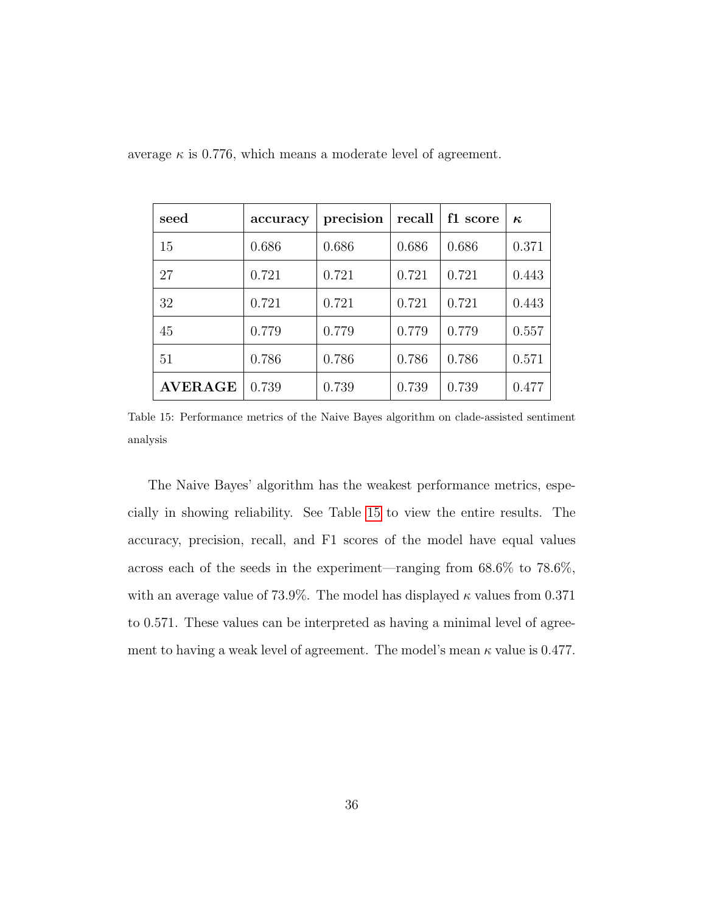average $\kappa$ is 0.776, which means a moderate level of agreement.

| seed | accuracy | precision | recall | f1 score | $\kappa$ |
|---|---|---|---|---|---|
| 15 | 0.686 | 0.686 | 0.686 | 0.686 | 0.371 |
| 27 | 0.721 | 0.721 | 0.721 | 0.721 | 0.443 |
| 32 | 0.721 | 0.721 | 0.721 | 0.721 | 0.443 |
| 45 | 0.779 | 0.779 | 0.779 | 0.779 | 0.557 |
| 51 | 0.786 | 0.786 | 0.786 | 0.786 | 0.571 |
| **AVERAGE** | 0.739 | 0.739 | 0.739 | 0.739 | 0.477 |

Table 15: Performance metrics of the Naive Bayes algorithm on clade-assisted sentiment analysis

The Naive Bayes' algorithm has the weakest performance metrics, especially in showing reliability. See Table 15 to view the entire results. The accuracy, precision, recall, and F1 scores of the model have equal values across each of the seeds in the experiment—ranging from 68.6% to 78.6%, with an average value of 73.9%. The model has displayed $\kappa$ values from 0.371 to 0.571. These values can be interpreted as having a minimal level of agreement to having a weak level of agreement. The model's mean $\kappa$ value is 0.477.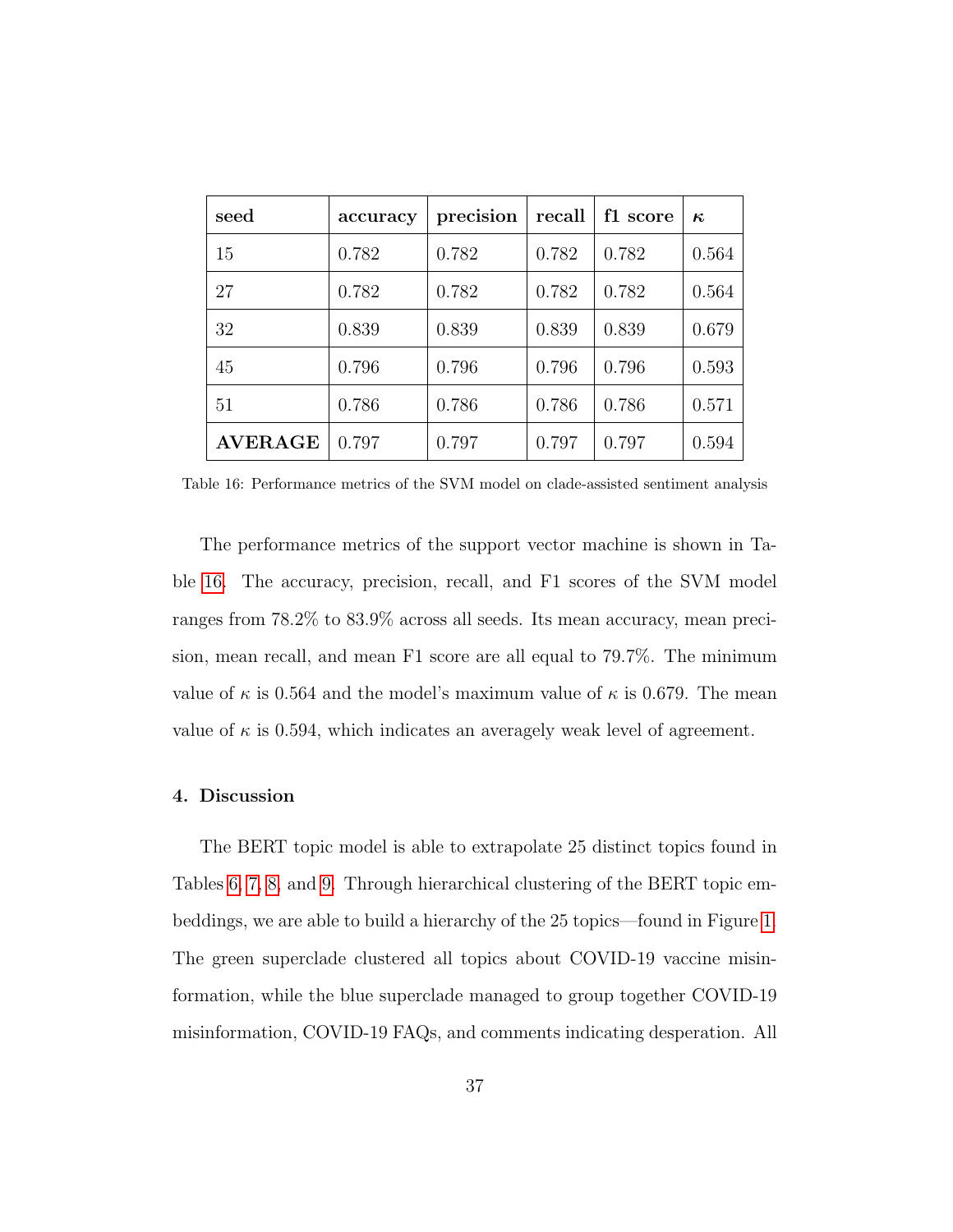| **seed** | **accuracy** | **precision** | **recall** | **f1 score** | $\boldsymbol{\kappa}$ |
|---|---|---|---|---|---|
| 15 | 0.782 | 0.782 | 0.782 | 0.782 | 0.564 |
| 27 | 0.782 | 0.782 | 0.782 | 0.782 | 0.564 |
| 32 | 0.839 | 0.839 | 0.839 | 0.839 | 0.679 |
| 45 | 0.796 | 0.796 | 0.796 | 0.796 | 0.593 |
| 51 | 0.786 | 0.786 | 0.786 | 0.786 | 0.571 |
| **AVERAGE** | 0.797 | 0.797 | 0.797 | 0.797 | 0.594 |

Table 16: Performance metrics of the SVM model on clade-assisted sentiment analysis

The performance metrics of the support vector machine is shown in Table 16. The accuracy, precision, recall, and F1 scores of the SVM model ranges from 78.2% to 83.9% across all seeds. Its mean accuracy, mean precision, mean recall, and mean F1 score are all equal to 79.7%. The minimum value of $\kappa$ is 0.564 and the model's maximum value of $\kappa$ is 0.679. The mean value of $\kappa$ is 0.594, which indicates an averagely weak level of agreement.

### 4. Discussion

The BERT topic model is able to extrapolate 25 distinct topics found in Tables 6, 7, 8, and 9. Through hierarchical clustering of the BERT topic embeddings, we are able to build a hierarchy of the 25 topics—found in Figure 1. The green superclade clustered all topics about COVID-19 vaccine misinformation, while the blue superclade managed to group together COVID-19 misinformation, COVID-19 FAQs, and comments indicating desperation. All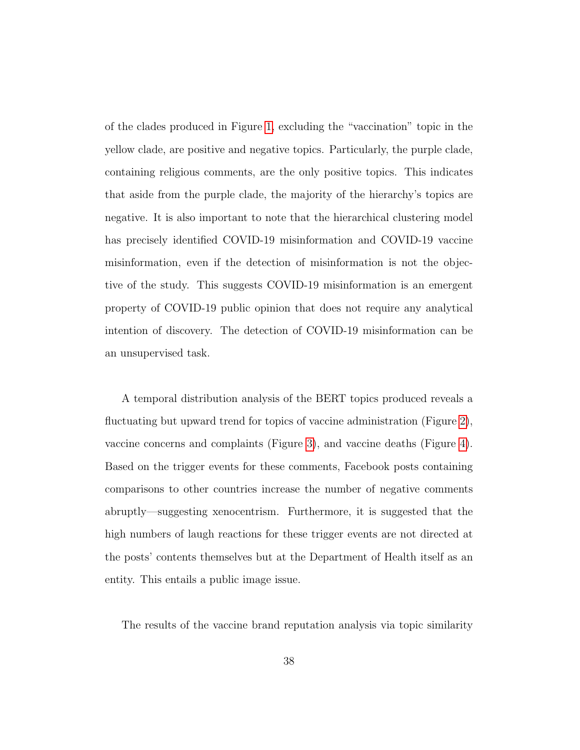of the clades produced in Figure 1, excluding the "vaccination" topic in the yellow clade, are positive and negative topics. Particularly, the purple clade, containing religious comments, are the only positive topics. This indicates that aside from the purple clade, the majority of the hierarchy's topics are negative. It is also important to note that the hierarchical clustering model has precisely identified COVID-19 misinformation and COVID-19 vaccine misinformation, even if the detection of misinformation is not the objective of the study. This suggests COVID-19 misinformation is an emergent property of COVID-19 public opinion that does not require any analytical intention of discovery. The detection of COVID-19 misinformation can be an unsupervised task.

A temporal distribution analysis of the BERT topics produced reveals a fluctuating but upward trend for topics of vaccine administration (Figure 2), vaccine concerns and complaints (Figure 3), and vaccine deaths (Figure 4). Based on the trigger events for these comments, Facebook posts containing comparisons to other countries increase the number of negative comments abruptly—suggesting xenocentrism. Furthermore, it is suggested that the high numbers of laugh reactions for these trigger events are not directed at the posts' contents themselves but at the Department of Health itself as an entity. This entails a public image issue.

The results of the vaccine brand reputation analysis via topic similarity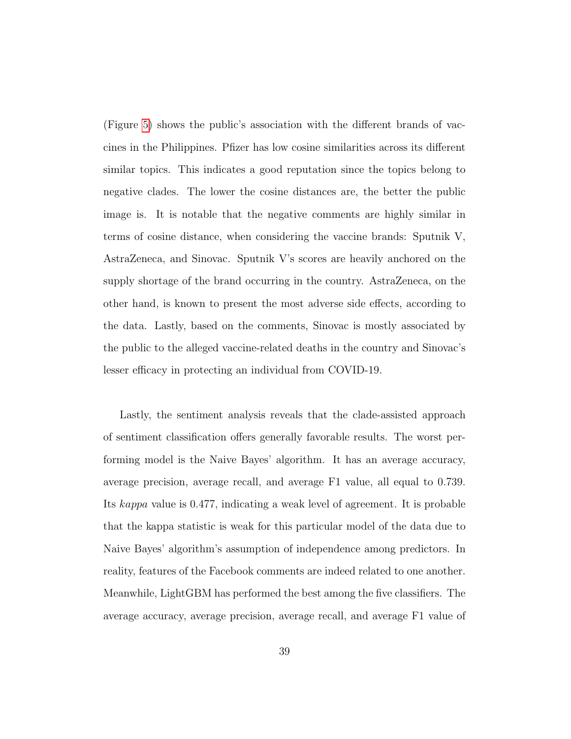(Figure 5) shows the public's association with the different brands of vaccines in the Philippines. Pfizer has low cosine similarities across its different similar topics. This indicates a good reputation since the topics belong to negative clades. The lower the cosine distances are, the better the public image is. It is notable that the negative comments are highly similar in terms of cosine distance, when considering the vaccine brands: Sputnik V, AstraZeneca, and Sinovac. Sputnik V's scores are heavily anchored on the supply shortage of the brand occurring in the country. AstraZeneca, on the other hand, is known to present the most adverse side effects, according to the data. Lastly, based on the comments, Sinovac is mostly associated by the public to the alleged vaccine-related deaths in the country and Sinovac's lesser efficacy in protecting an individual from COVID-19.

Lastly, the sentiment analysis reveals that the clade-assisted approach of sentiment classification offers generally favorable results. The worst performing model is the Naive Bayes' algorithm. It has an average accuracy, average precision, average recall, and average F1 value, all equal to 0.739. Its *kappa* value is 0.477, indicating a weak level of agreement. It is probable that the kappa statistic is weak for this particular model of the data due to Naive Bayes' algorithm's assumption of independence among predictors. In reality, features of the Facebook comments are indeed related to one another. Meanwhile, LightGBM has performed the best among the five classifiers. The average accuracy, average precision, average recall, and average F1 value of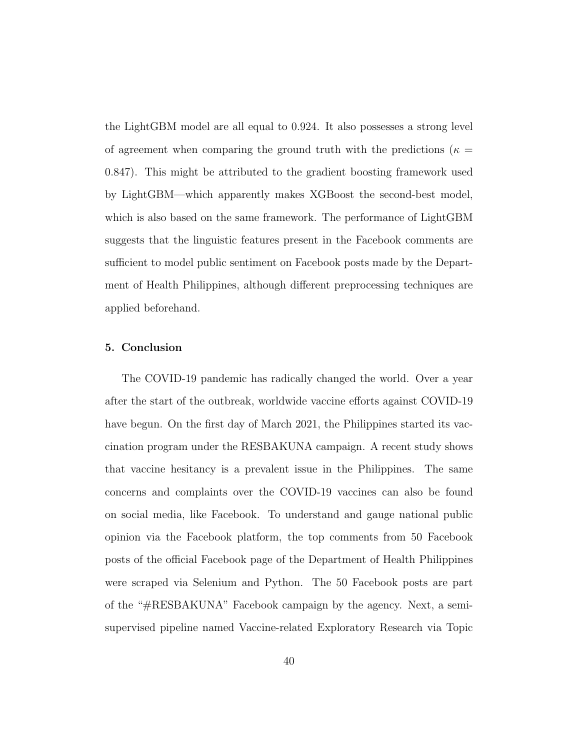the LightGBM model are all equal to 0.924. It also possesses a strong level of agreement when comparing the ground truth with the predictions ($\kappa = 0.847$). This might be attributed to the gradient boosting framework used by LightGBM—which apparently makes XGBoost the second-best model, which is also based on the same framework. The performance of LightGBM suggests that the linguistic features present in the Facebook comments are sufficient to model public sentiment on Facebook posts made by the Department of Health Philippines, although different preprocessing techniques are applied beforehand.

## 5. Conclusion

The COVID-19 pandemic has radically changed the world. Over a year after the start of the outbreak, worldwide vaccine efforts against COVID-19 have begun. On the first day of March 2021, the Philippines started its vaccination program under the RESBAKUNA campaign. A recent study shows that vaccine hesitancy is a prevalent issue in the Philippines. The same concerns and complaints over the COVID-19 vaccines can also be found on social media, like Facebook. To understand and gauge national public opinion via the Facebook platform, the top comments from 50 Facebook posts of the official Facebook page of the Department of Health Philippines were scraped via Selenium and Python. The 50 Facebook posts are part of the "#RESBAKUNA" Facebook campaign by the agency. Next, a semi-supervised pipeline named Vaccine-related Exploratory Research via Topic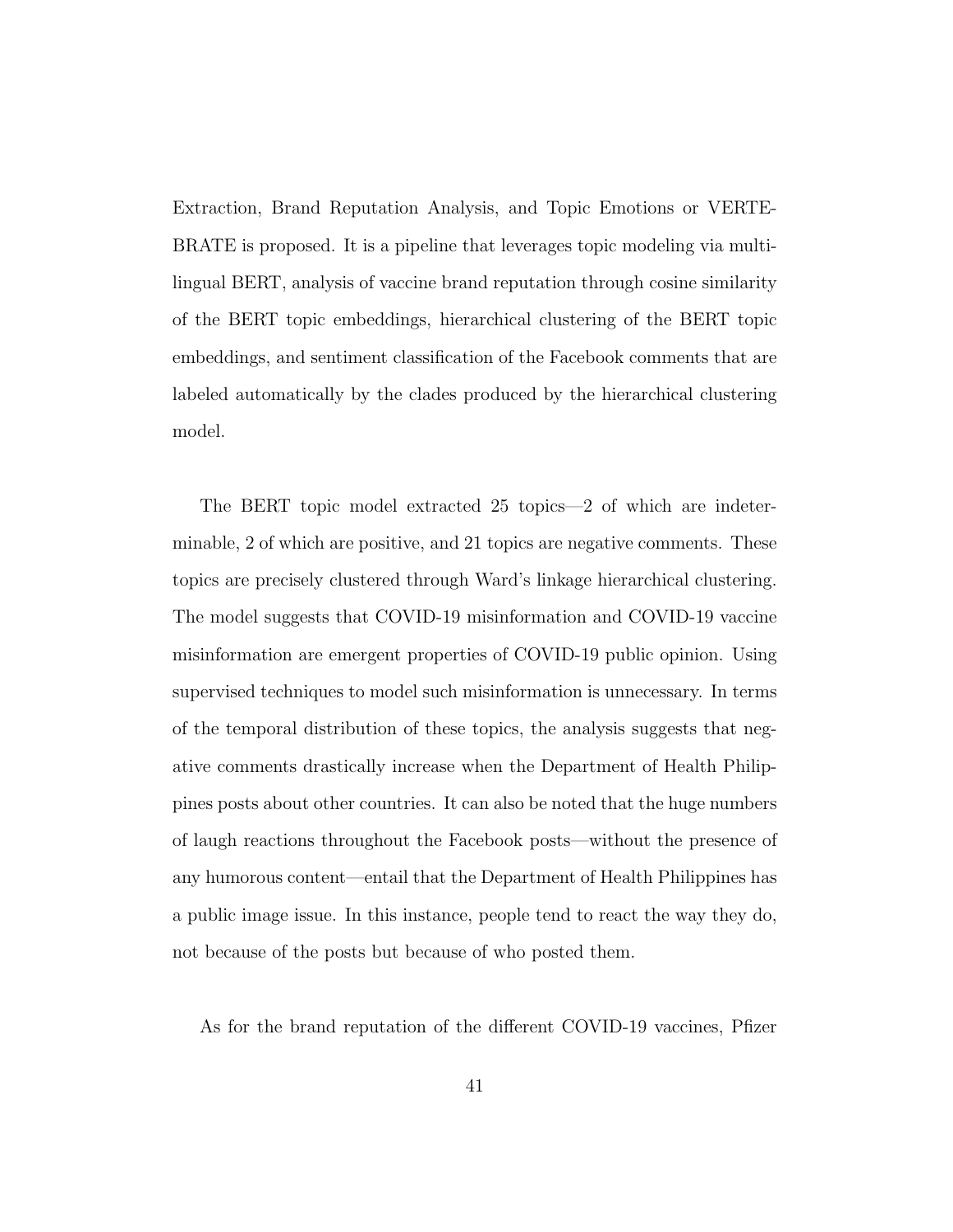Extraction, Brand Reputation Analysis, and Topic Emotions or VERTEBRATE is proposed. It is a pipeline that leverages topic modeling via multilingual BERT, analysis of vaccine brand reputation through cosine similarity of the BERT topic embeddings, hierarchical clustering of the BERT topic embeddings, and sentiment classification of the Facebook comments that are labeled automatically by the clades produced by the hierarchical clustering model.

The BERT topic model extracted 25 topics—2 of which are indeterminable, 2 of which are positive, and 21 topics are negative comments. These topics are precisely clustered through Ward's linkage hierarchical clustering. The model suggests that COVID-19 misinformation and COVID-19 vaccine misinformation are emergent properties of COVID-19 public opinion. Using supervised techniques to model such misinformation is unnecessary. In terms of the temporal distribution of these topics, the analysis suggests that negative comments drastically increase when the Department of Health Philippines posts about other countries. It can also be noted that the huge numbers of laugh reactions throughout the Facebook posts—without the presence of any humorous content—entail that the Department of Health Philippines has a public image issue. In this instance, people tend to react the way they do, not because of the posts but because of who posted them.

As for the brand reputation of the different COVID-19 vaccines, Pfizer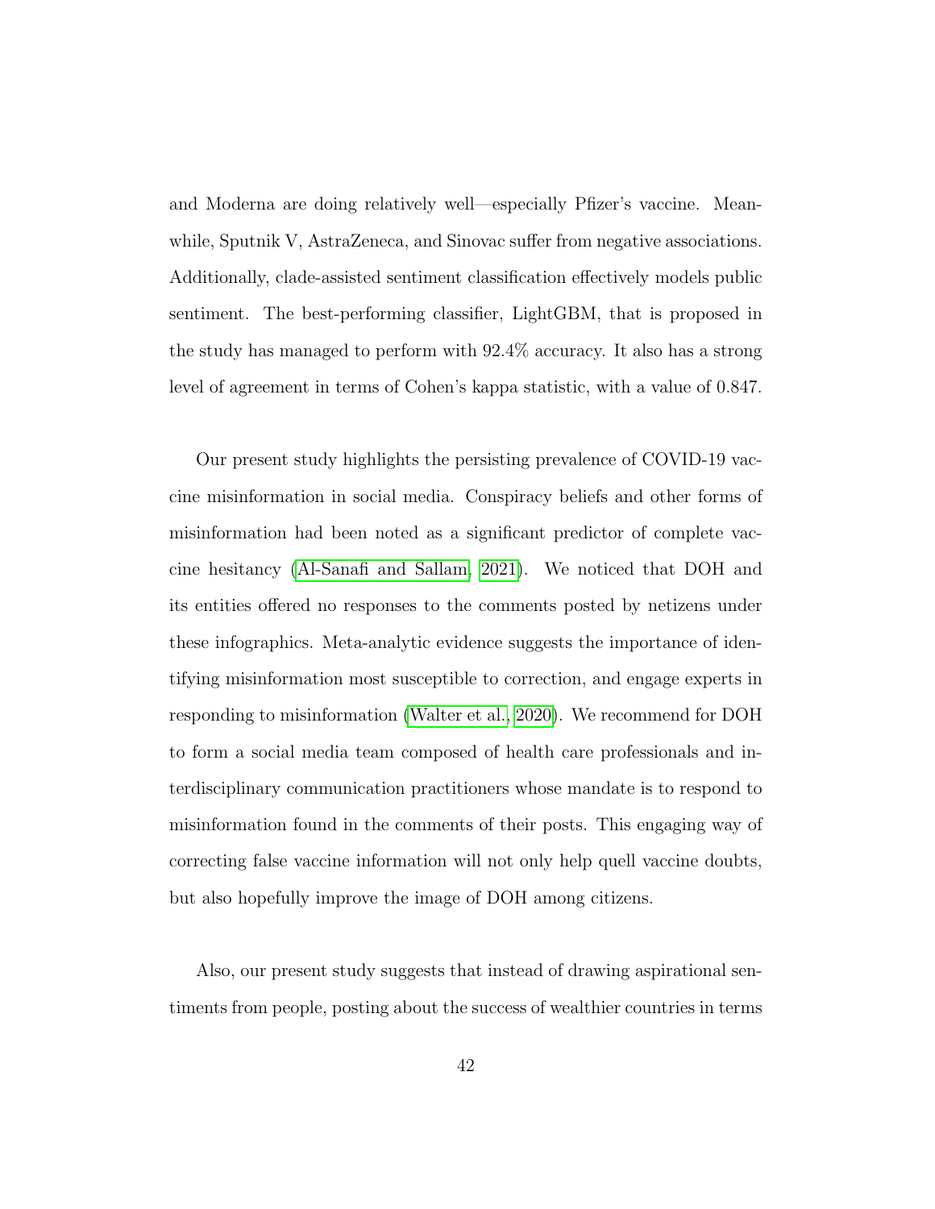and Moderna are doing relatively well—especially Pfizer's vaccine. Meanwhile, Sputnik V, AstraZeneca, and Sinovac suffer from negative associations. Additionally, clade-assisted sentiment classification effectively models public sentiment. The best-performing classifier, LightGBM, that is proposed in the study has managed to perform with 92.4% accuracy. It also has a strong level of agreement in terms of Cohen's kappa statistic, with a value of 0.847.

Our present study highlights the persisting prevalence of COVID-19 vaccine misinformation in social media. Conspiracy beliefs and other forms of misinformation had been noted as a significant predictor of complete vaccine hesitancy (Al-Sanafi and Sallam, 2021). We noticed that DOH and its entities offered no responses to the comments posted by netizens under these infographics. Meta-analytic evidence suggests the importance of identifying misinformation most susceptible to correction, and engage experts in responding to misinformation (Walter et al., 2020). We recommend for DOH to form a social media team composed of health care professionals and interdisciplinary communication practitioners whose mandate is to respond to misinformation found in the comments of their posts. This engaging way of correcting false vaccine information will not only help quell vaccine doubts, but also hopefully improve the image of DOH among citizens.

Also, our present study suggests that instead of drawing aspirational sentiments from people, posting about the success of wealthier countries in terms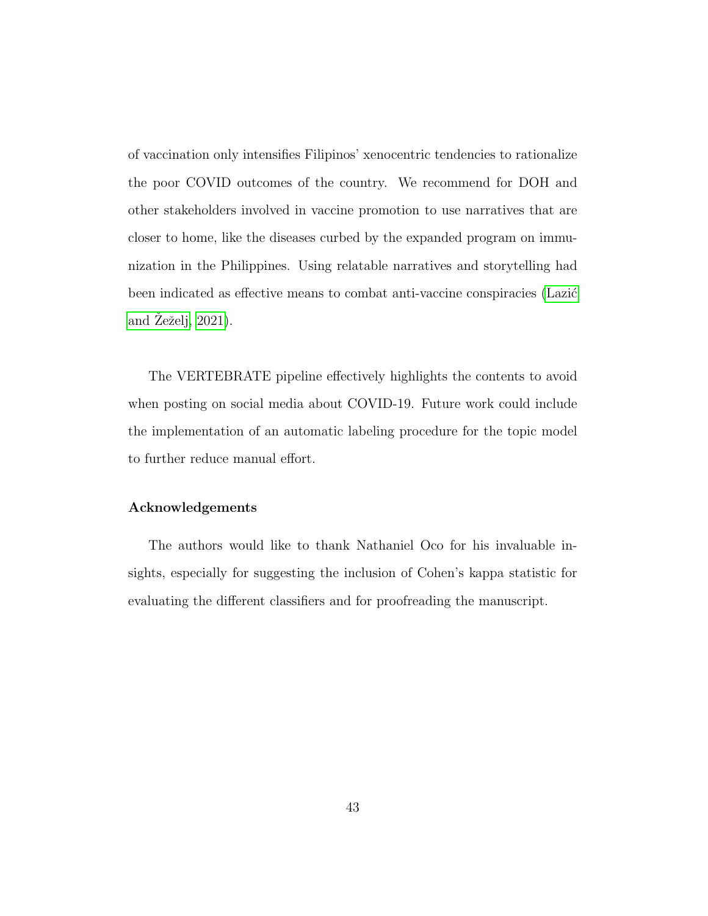of vaccination only intensifies Filipinos' xenocentric tendencies to rationalize the poor COVID outcomes of the country. We recommend for DOH and other stakeholders involved in vaccine promotion to use narratives that are closer to home, like the diseases curbed by the expanded program on immunization in the Philippines. Using relatable narratives and storytelling had been indicated as effective means to combat anti-vaccine conspiracies (Lazić and Žeželj, 2021).

The VERTEBRATE pipeline effectively highlights the contents to avoid when posting on social media about COVID-19. Future work could include the implementation of an automatic labeling procedure for the topic model to further reduce manual effort.

#### Acknowledgements

The authors would like to thank Nathaniel Oco for his invaluable insights, especially for suggesting the inclusion of Cohen's kappa statistic for evaluating the different classifiers and for proofreading the manuscript.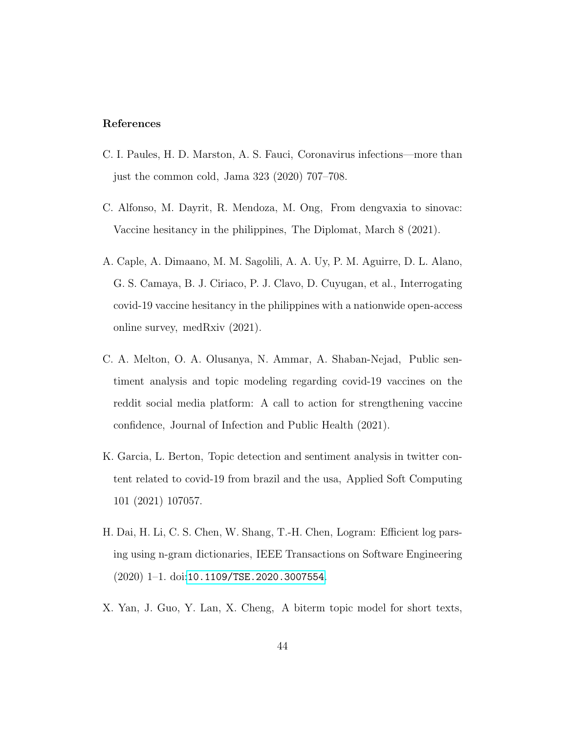## References

C. I. Paules, H. D. Marston, A. S. Fauci, Coronavirus infections—more than just the common cold, Jama 323 (2020) 707–708.

C. Alfonso, M. Dayrit, R. Mendoza, M. Ong, From dengvaxia to sinovac: Vaccine hesitancy in the philippines, The Diplomat, March 8 (2021).

A. Caple, A. Dimaano, M. M. Sagolili, A. A. Uy, P. M. Aguirre, D. L. Alano, G. S. Camaya, B. J. Ciriaco, P. J. Clavo, D. Cuyugan, et al., Interrogating covid-19 vaccine hesitancy in the philippines with a nationwide open-access online survey, medRxiv (2021).

C. A. Melton, O. A. Olusanya, N. Ammar, A. Shaban-Nejad, Public sentiment analysis and topic modeling regarding covid-19 vaccines on the reddit social media platform: A call to action for strengthening vaccine confidence, Journal of Infection and Public Health (2021).

K. Garcia, L. Berton, Topic detection and sentiment analysis in twitter content related to covid-19 from brazil and the usa, Applied Soft Computing 101 (2021) 107057.

H. Dai, H. Li, C. S. Chen, W. Shang, T.-H. Chen, Logram: Efficient log parsing using n-gram dictionaries, IEEE Transactions on Software Engineering (2020) 1–1. doi:10.1109/TSE.2020.3007554.

X. Yan, J. Guo, Y. Lan, X. Cheng, A biterm topic model for short texts,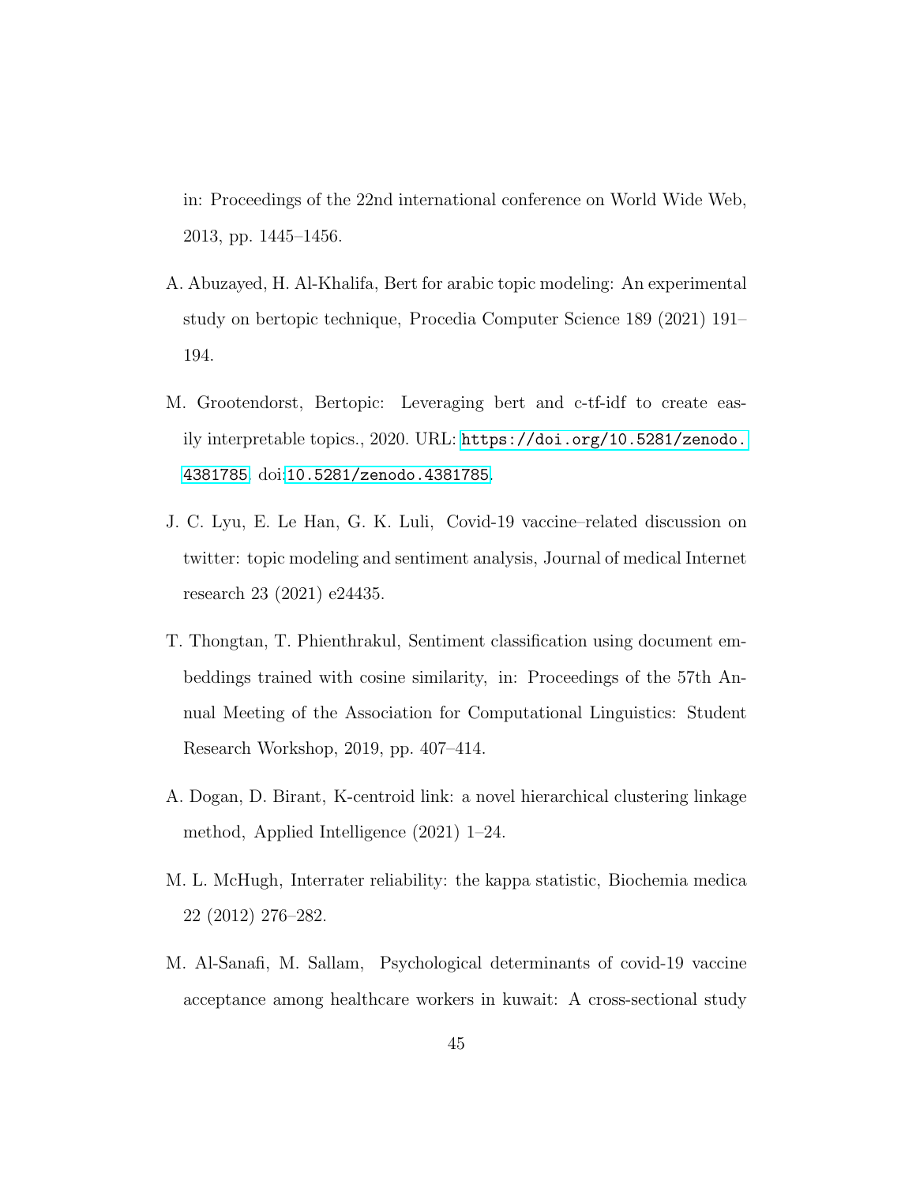in: Proceedings of the 22nd international conference on World Wide Web, 2013, pp. 1445–1456.

A. Abuzayed, H. Al-Khalifa, Bert for arabic topic modeling: An experimental study on bertopic technique, Procedia Computer Science 189 (2021) 191–194.

M. Grootendorst, Bertopic: Leveraging bert and c-tf-idf to create easily interpretable topics., 2020. URL: https://doi.org/10.5281/zenodo.4381785. doi:10.5281/zenodo.4381785.

J. C. Lyu, E. Le Han, G. K. Luli, Covid-19 vaccine–related discussion on twitter: topic modeling and sentiment analysis, Journal of medical Internet research 23 (2021) e24435.

T. Thongtan, T. Phienthrakul, Sentiment classification using document embeddings trained with cosine similarity, in: Proceedings of the 57th Annual Meeting of the Association for Computational Linguistics: Student Research Workshop, 2019, pp. 407–414.

A. Dogan, D. Birant, K-centroid link: a novel hierarchical clustering linkage method, Applied Intelligence (2021) 1–24.

M. L. McHugh, Interrater reliability: the kappa statistic, Biochemia medica 22 (2012) 276–282.

M. Al-Sanafi, M. Sallam, Psychological determinants of covid-19 vaccine acceptance among healthcare workers in kuwait: A cross-sectional study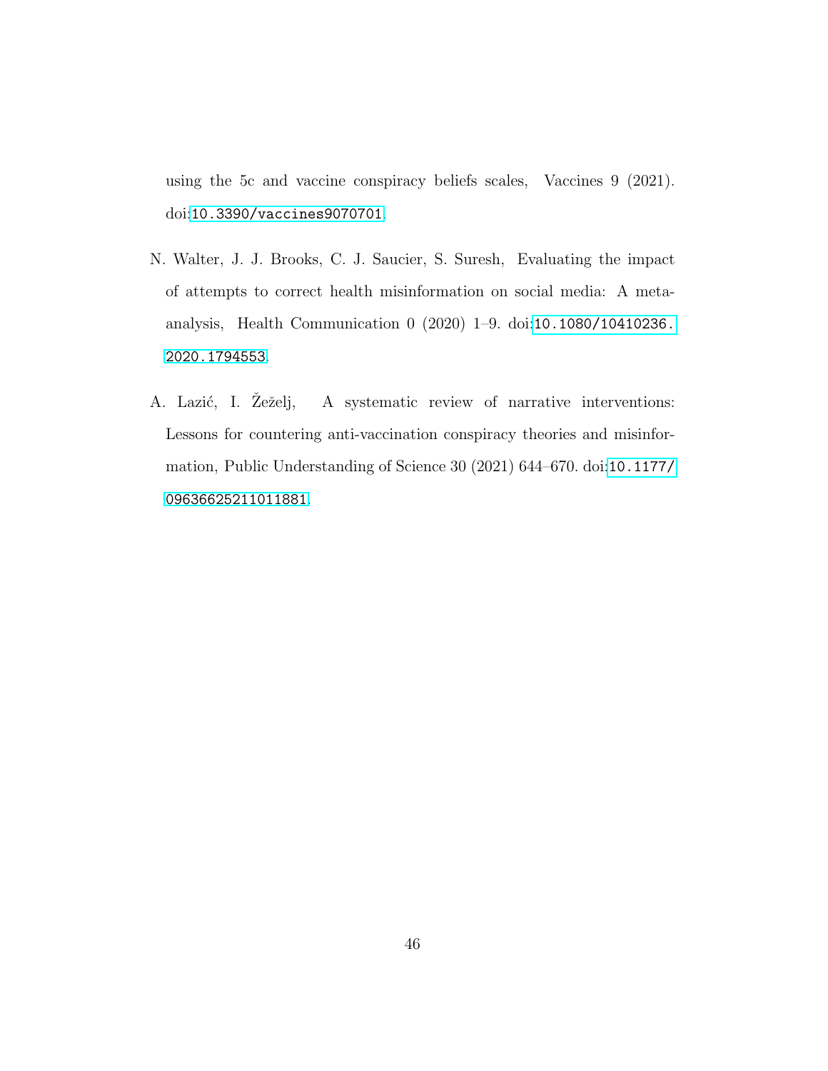using the 5c and vaccine conspiracy beliefs scales, Vaccines 9 (2021). doi:10.3390/vaccines9070701.

N. Walter, J. J. Brooks, C. J. Saucier, S. Suresh, Evaluating the impact of attempts to correct health misinformation on social media: A meta-analysis, Health Communication 0 (2020) 1–9. doi:10.1080/10410236.2020.1794553.

A. Lazić, I. Žeželj, A systematic review of narrative interventions: Lessons for countering anti-vaccination conspiracy theories and misinformation, Public Understanding of Science 30 (2021) 644–670. doi:10.1177/09636625211011881.